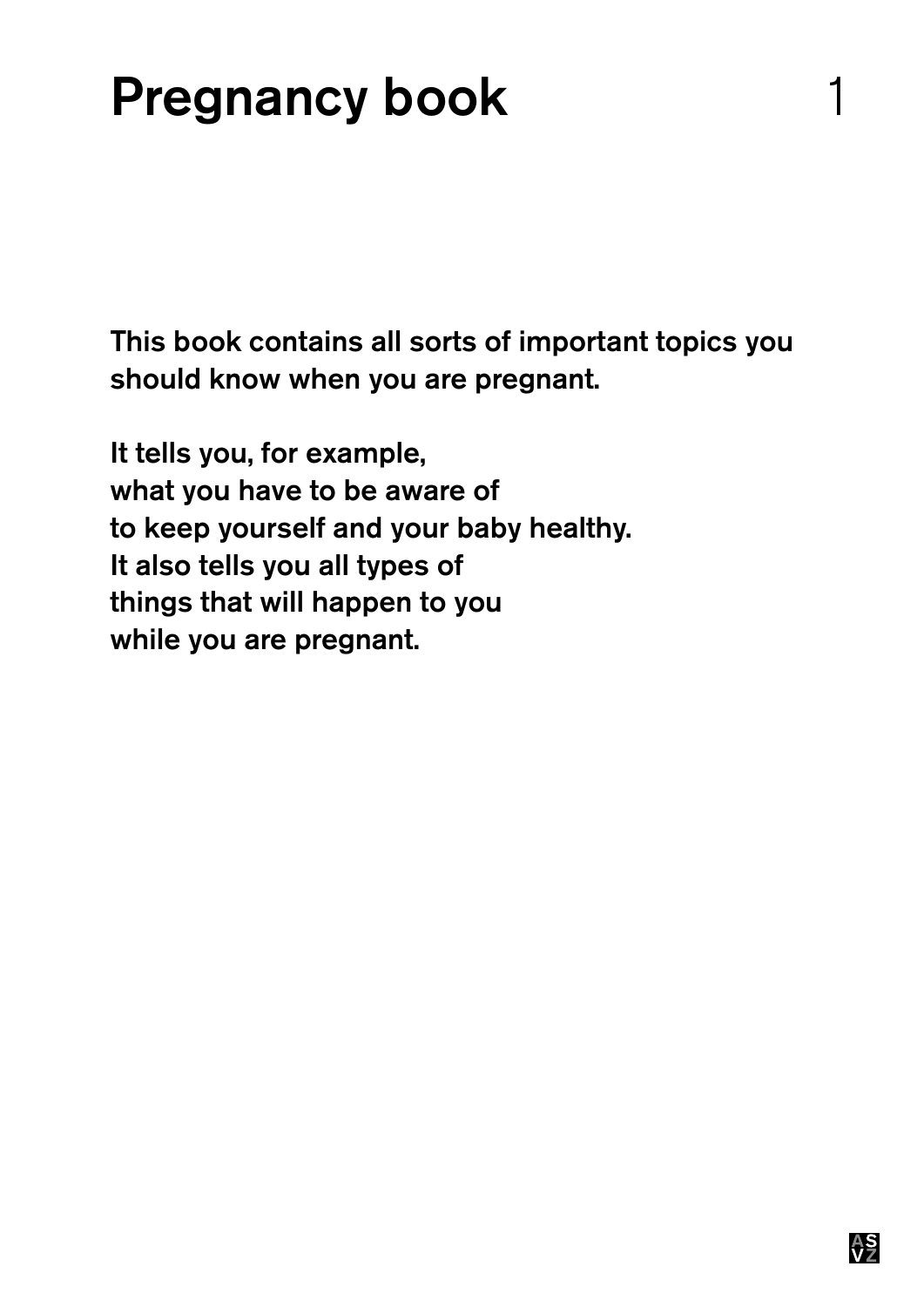# Pregnancy book

This book contains all sorts of important topics you should know when you are pregnant.

It tells you, for example,
what you have to be aware of
to keep yourself and your baby healthy.
It also tells you all types of
things that will happen to you
while you are pregnant.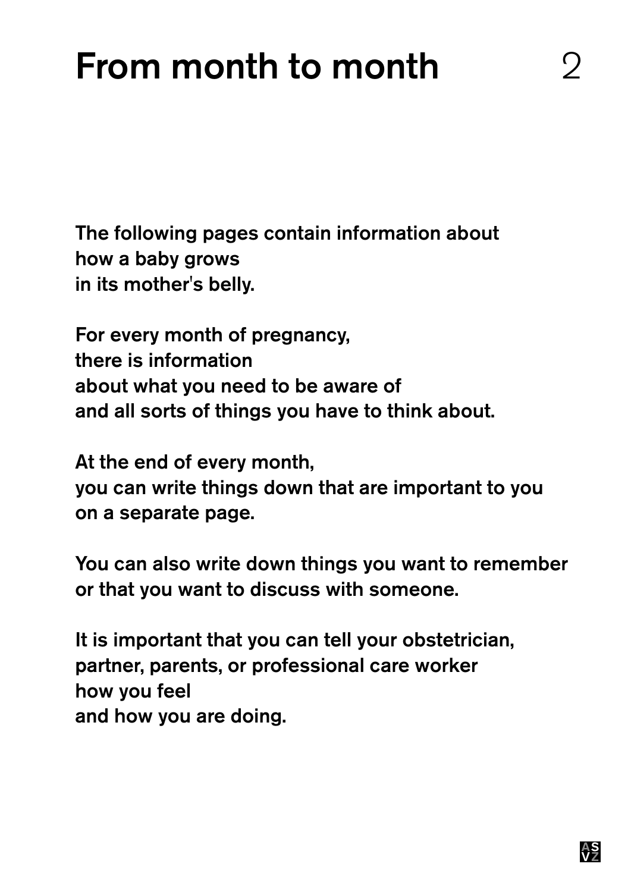# From month to month

The following pages contain information about
how a baby grows
in its mother's belly.

For every month of pregnancy,
there is information
about what you need to be aware of
and all sorts of things you have to think about.

At the end of every month,
you can write things down that are important to you
on a separate page.

You can also write down things you want to remember
or that you want to discuss with someone.

It is important that you can tell your obstetrician,
partner, parents, or professional care worker
how you feel
and how you are doing.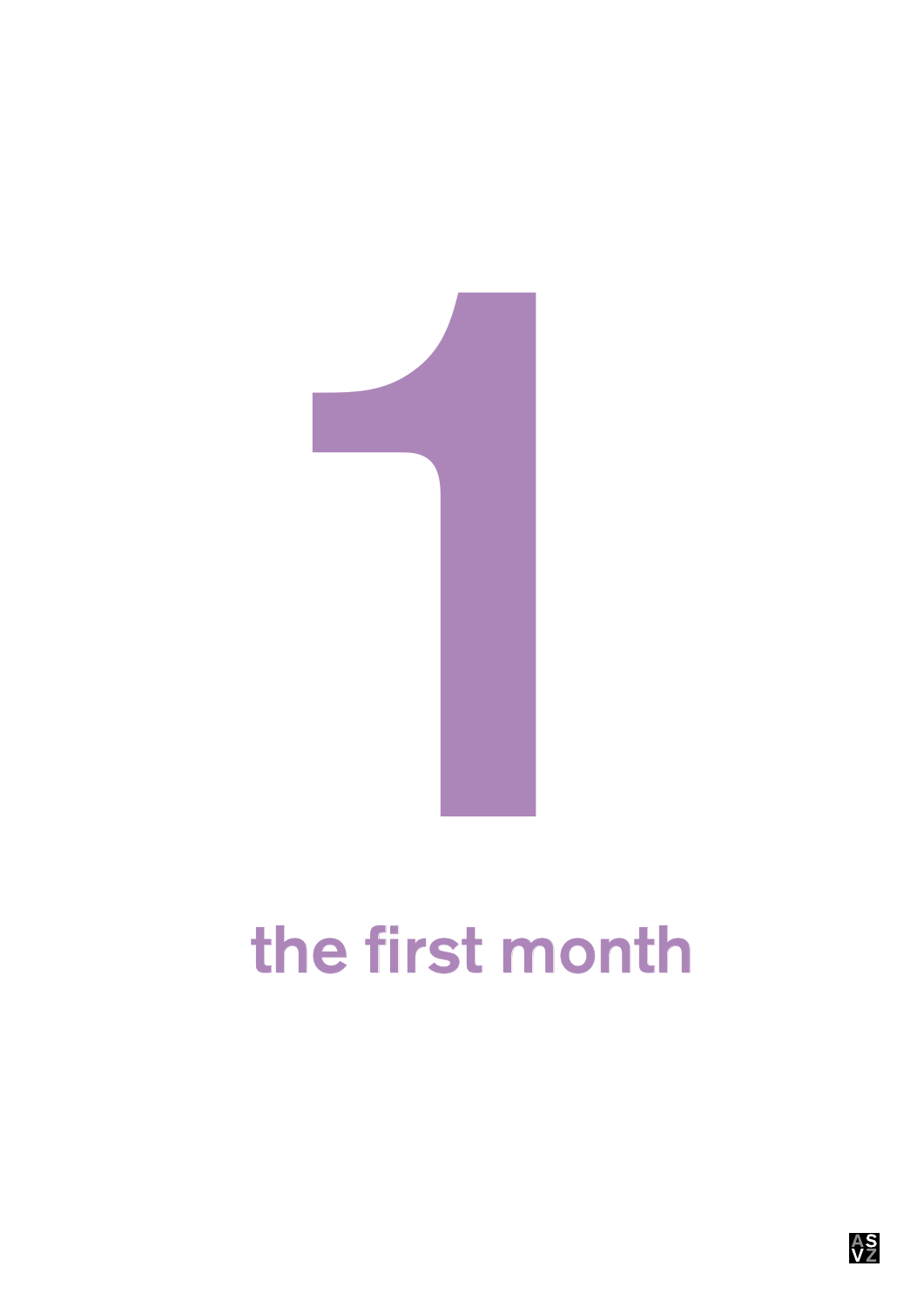# 1

## the first month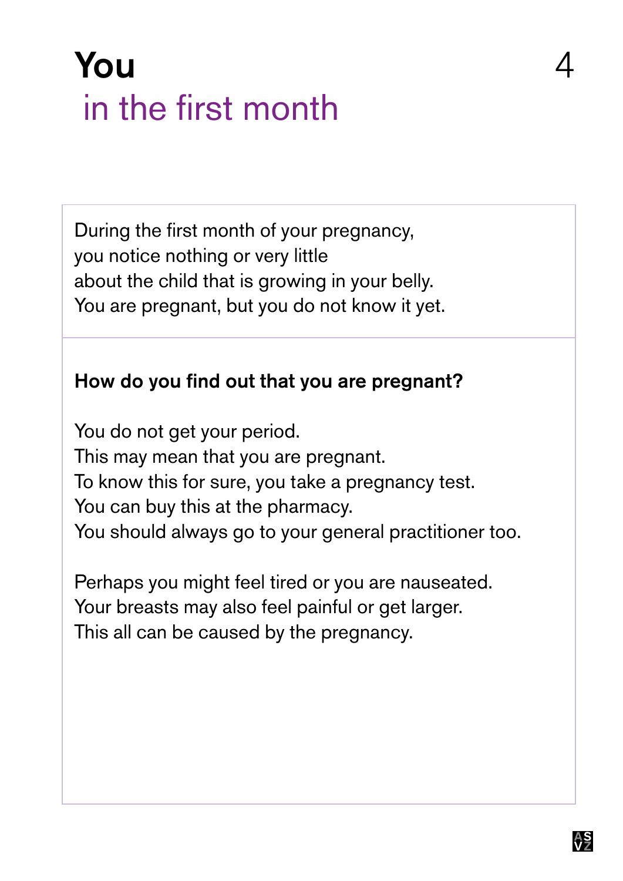# You
## in the first month

During the first month of your pregnancy,
you notice nothing or very little
about the child that is growing in your belly.
You are pregnant, but you do not know it yet.

**How do you find out that you are pregnant?**

You do not get your period.
This may mean that you are pregnant.
To know this for sure, you take a pregnancy test.
You can buy this at the pharmacy.
You should always go to your general practitioner too.

Perhaps you might feel tired or you are nauseated.
Your breasts may also feel painful or get larger.
This all can be caused by the pregnancy.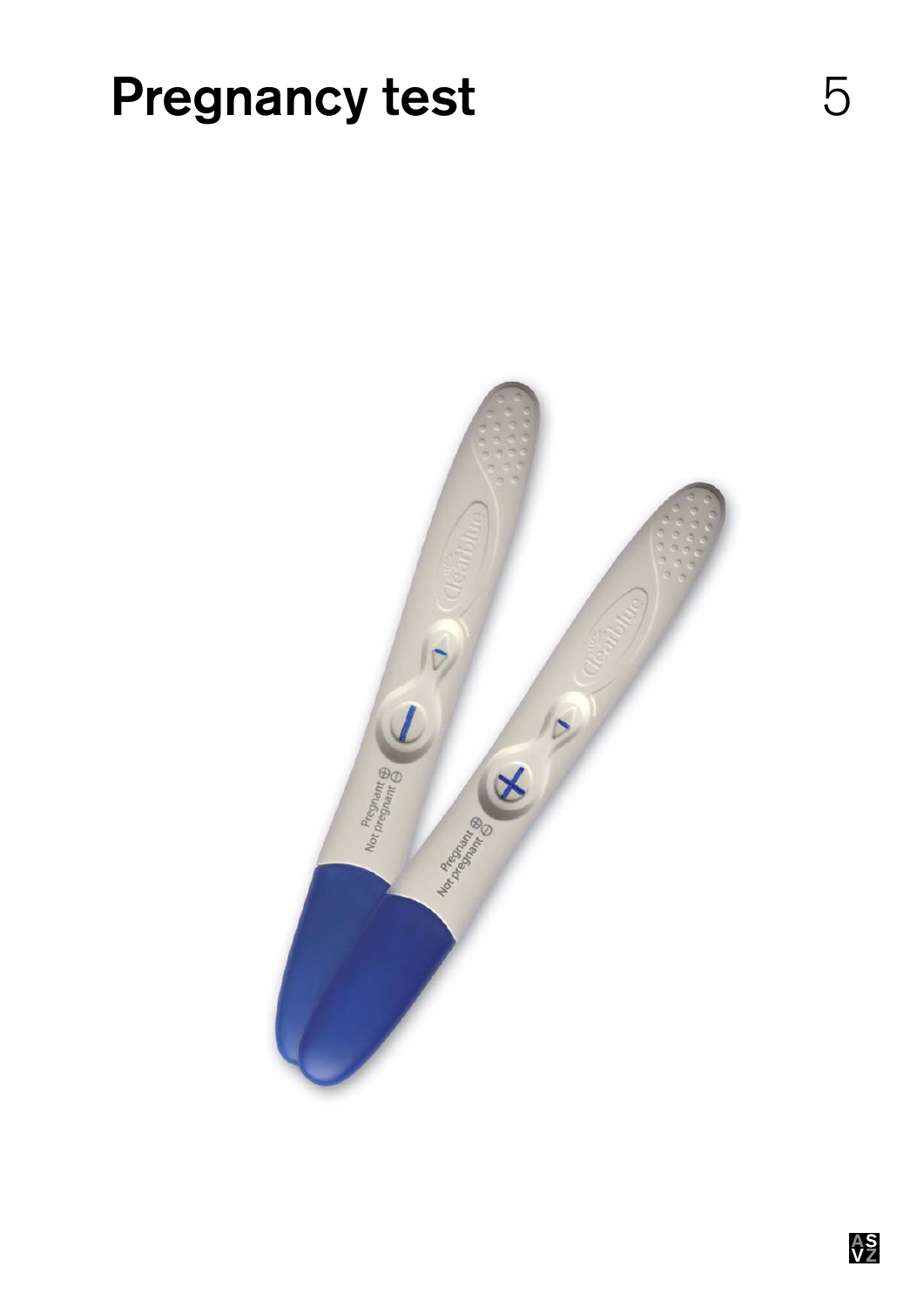# Pregnancy test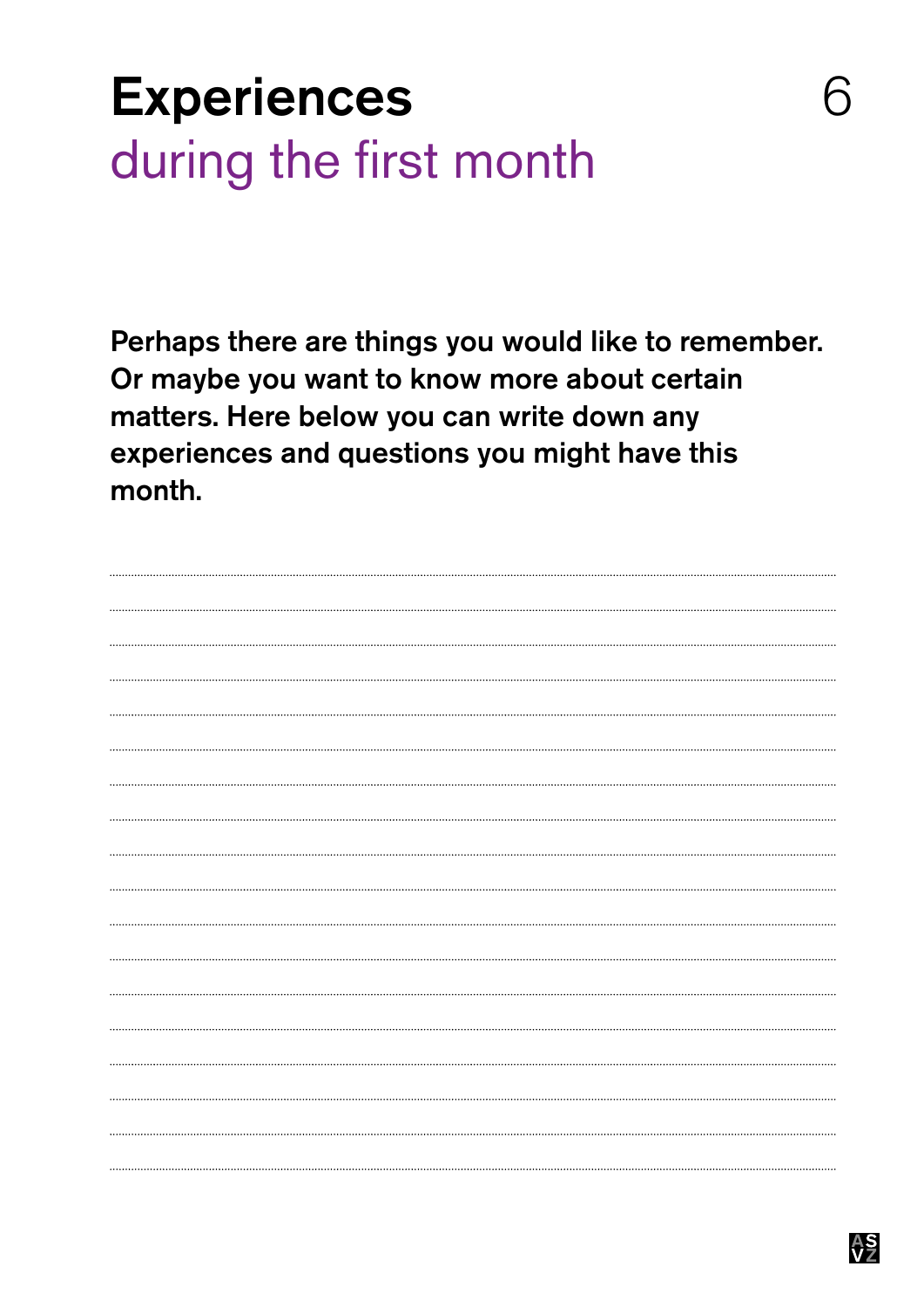# Experiences
## during the first month

**Perhaps there are things you would like to remember. Or maybe you want to know more about certain matters. Here below you can write down any experiences and questions you might have this month.**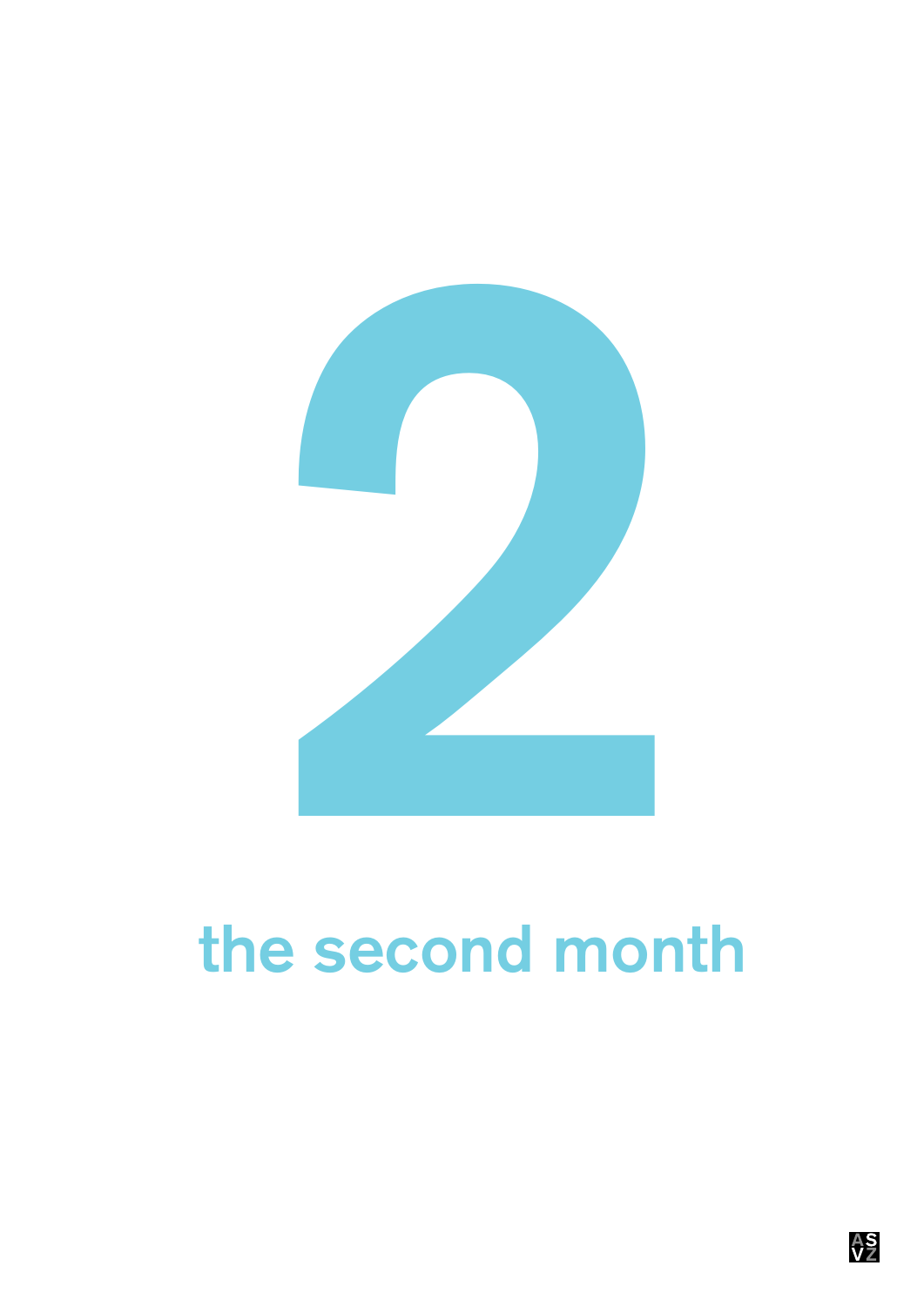# 2

## the second month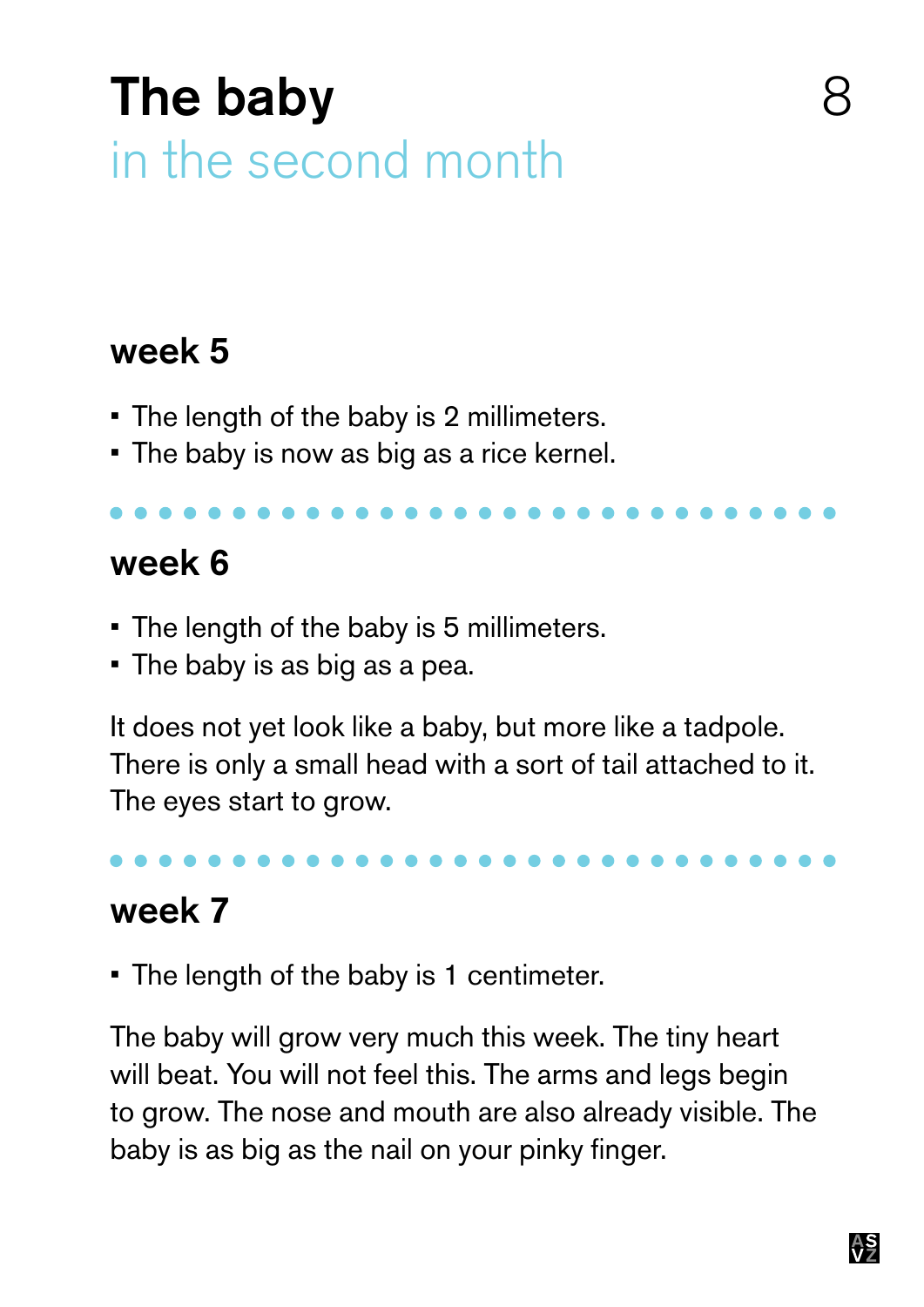# The baby
## in the second month

### week 5

- The length of the baby is 2 millimeters.
- The baby is now as big as a rice kernel.

### week 6

- The length of the baby is 5 millimeters.
- The baby is as big as a pea.

It does not yet look like a baby, but more like a tadpole. There is only a small head with a sort of tail attached to it. The eyes start to grow.

### week 7

- The length of the baby is 1 centimeter.

The baby will grow very much this week. The tiny heart will beat. You will not feel this. The arms and legs begin to grow. The nose and mouth are also already visible. The baby is as big as the nail on your pinky finger.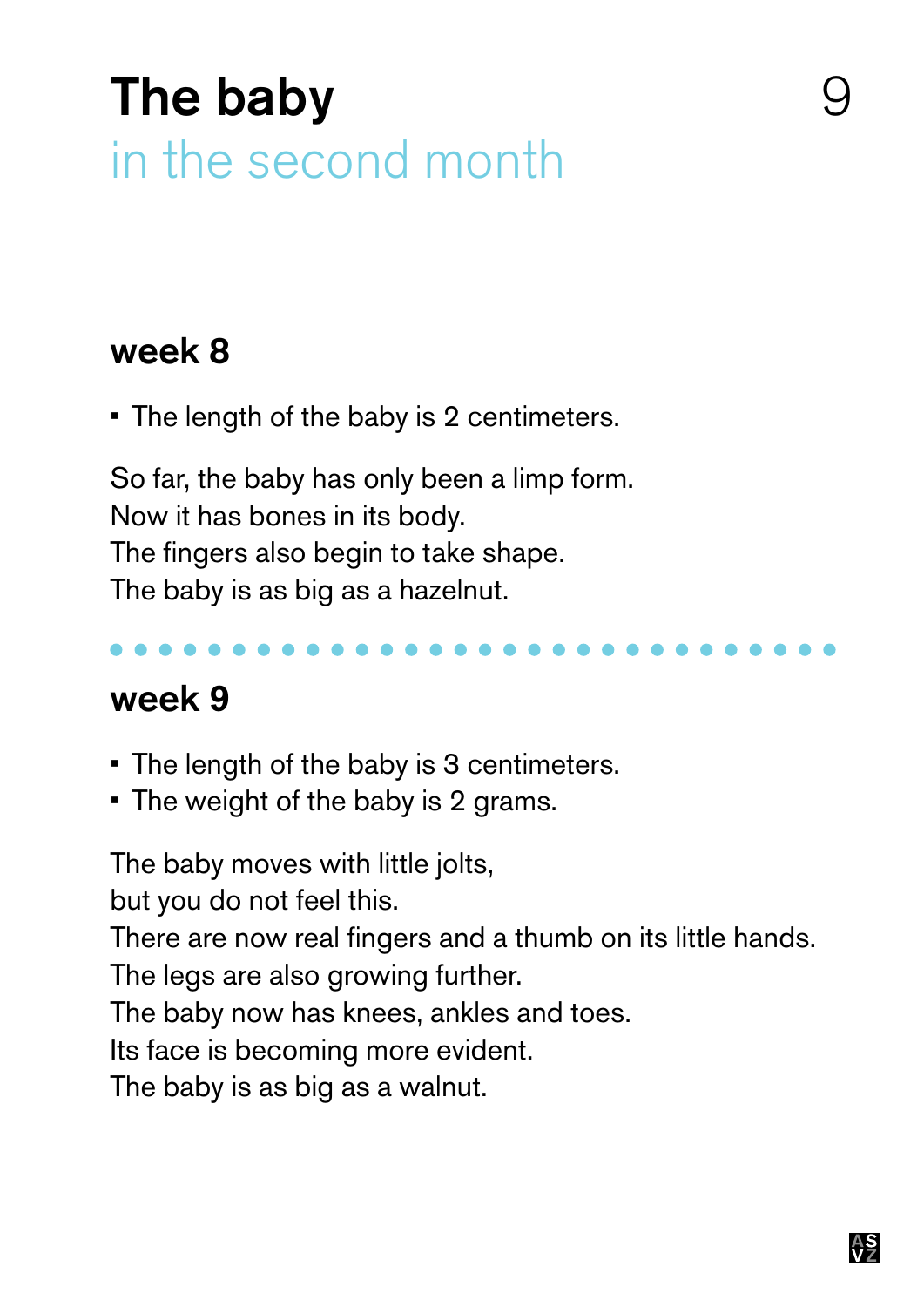# The baby

## in the second month

### week 8

- The length of the baby is 2 centimeters.

So far, the baby has only been a limp form.
Now it has bones in its body.
The fingers also begin to take shape.
The baby is as big as a hazelnut.

### week 9

- The length of the baby is 3 centimeters.
- The weight of the baby is 2 grams.

The baby moves with little jolts,
but you do not feel this.
There are now real fingers and a thumb on its little hands.
The legs are also growing further.
The baby now has knees, ankles and toes.
Its face is becoming more evident.
The baby is as big as a walnut.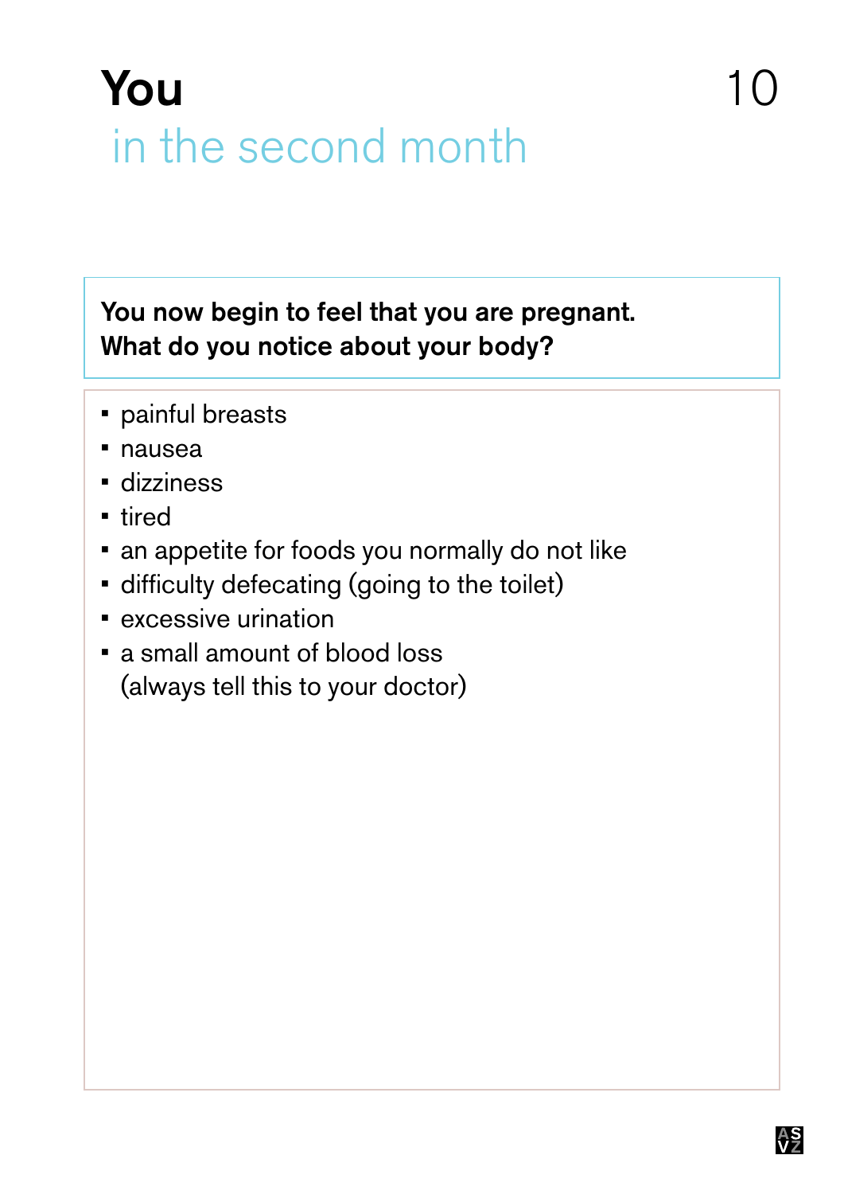# You

## in the second month

**You now begin to feel that you are pregnant.**
**What do you notice about your body?**

- painful breasts
- nausea
- dizziness
- tired
- an appetite for foods you normally do not like
- difficulty defecating (going to the toilet)
- excessive urination
- a small amount of blood loss
  (always tell this to your doctor)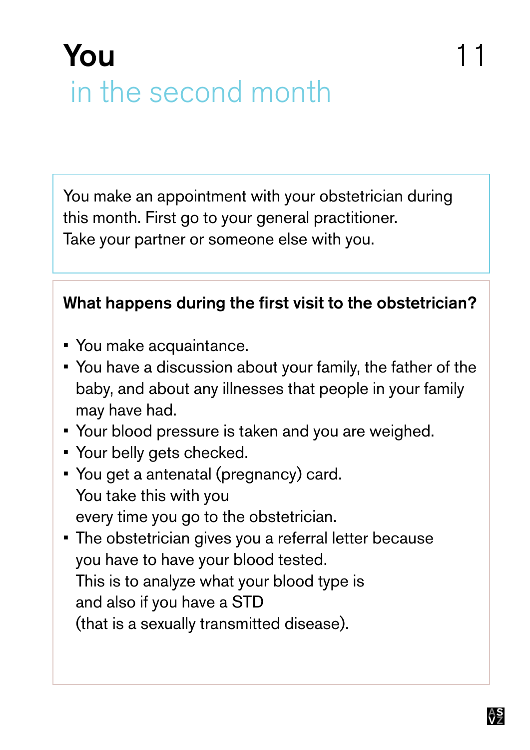# You
## in the second month

You make an appointment with your obstetrician during this month. First go to your general practitioner.
Take your partner or someone else with you.

**What happens during the first visit to the obstetrician?**

- You make acquaintance.
- You have a discussion about your family, the father of the baby, and about any illnesses that people in your family may have had.
- Your blood pressure is taken and you are weighed.
- Your belly gets checked.
- You get a antenatal (pregnancy) card.
  You take this with you
  every time you go to the obstetrician.
- The obstetrician gives you a referral letter because you have to have your blood tested.
  This is to analyze what your blood type is
  and also if you have a STD
  (that is a sexually transmitted disease).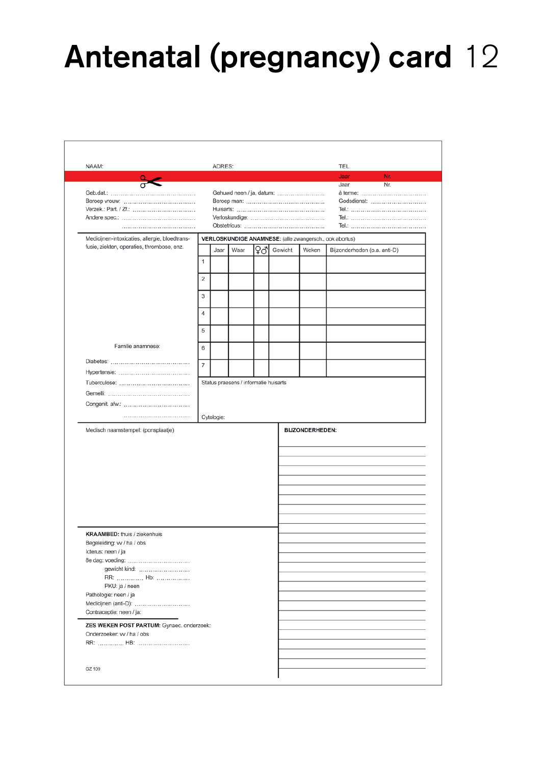# Antenatal (pregnancy) card

NAAM: ADRES: TEL.

Jaar Nr.

Jaar Nr.

Geb.dat.: ........................................

Beroep vrouw: ........................................

Verzek.: Part. / Zf.: ........................................

Andere spec.: ........................................

........................................

Gehuwd neen / ja, datum: ........................

Beroep man: ........................................

Huisarts: ........................................

Verloskundige: ........................................

Obstetricus: ........................................

à terme: ........................................

Godsdienst: ........................................

Tel.: ........................................

Tel.: ........................................

Tel.: ........................................

Medicijnen-intoxicaties, allergie, bloedtransfusie, ziekten, operaties, thrombose, enz.

Familie anamnese:

Diabetes: ........................................

Hypertensie: ........................................

Tuberculose: ........................................

Gemelli: ........................................

Congenit. afw.: ........................................

........................................

**VERLOSKUNDIGE ANAMNESE:** (alle zwangersch., ook abortus)

| | Jaar | Waar | ♀♂ | Gewicht | Weken | Bijzonderheden (o.a. anti-D) |
|---|---|---|---|---|---|---|
| 1 | | | | | | |
| 2 | | | | | | |
| 3 | | | | | | |
| 4 | | | | | | |
| 5 | | | | | | |
| 6 | | | | | | |
| 7 | | | | | | |

Status praesens / informatie huisarts

Cytologie:

Medisch naamstempel: (ponsplaatje)

**BIJZONDERHEDEN:**

**KRAAMBED:** thuis / ziekenhuis

Begeleiding: vv / ha / obs

Icterus: neen / ja

8e dag: voeding: ........................................

gewicht kind: ........................................

RR: ............ Hb: ...............

PKU: ja / neen

Pathologie: neen / ja

Medicijnen (anti-D): ........................................

Contraceptie: neen / ja:

**ZES WEKEN POST PARTUM:** Gynaec. onderzoek:

Onderzoeker: vv / ha / obs

RR: ............ HB: ........................................

GZ 109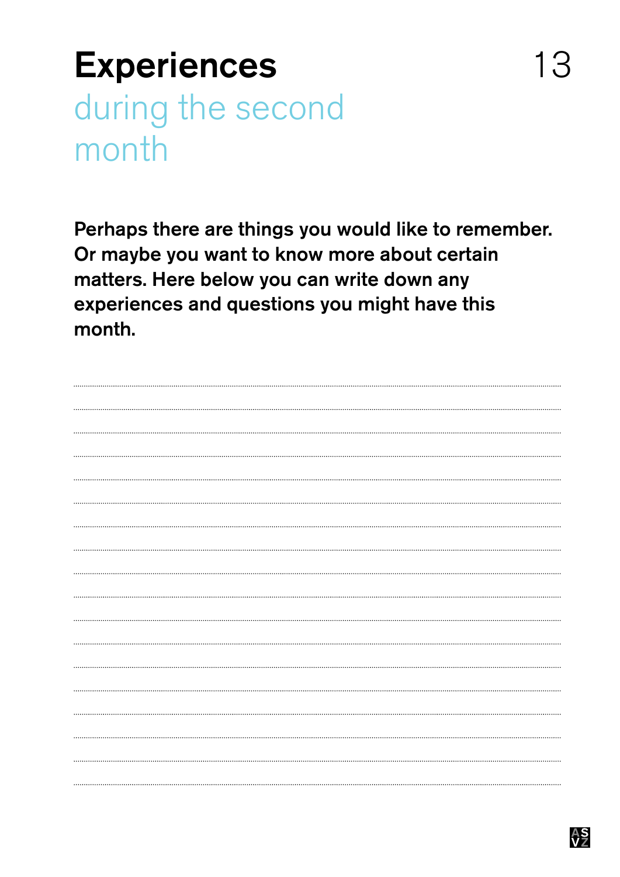# Experiences during the second month

**Perhaps there are things you would like to remember. Or maybe you want to know more about certain matters. Here below you can write down any experiences and questions you might have this month.**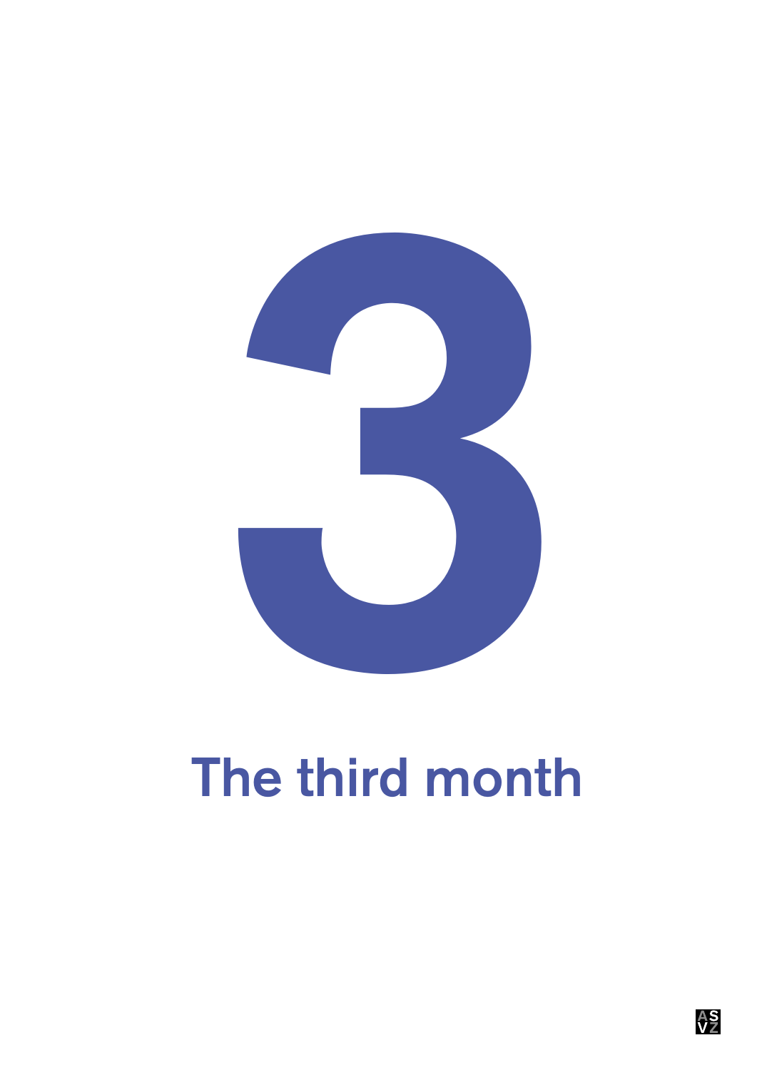# 3

# The third month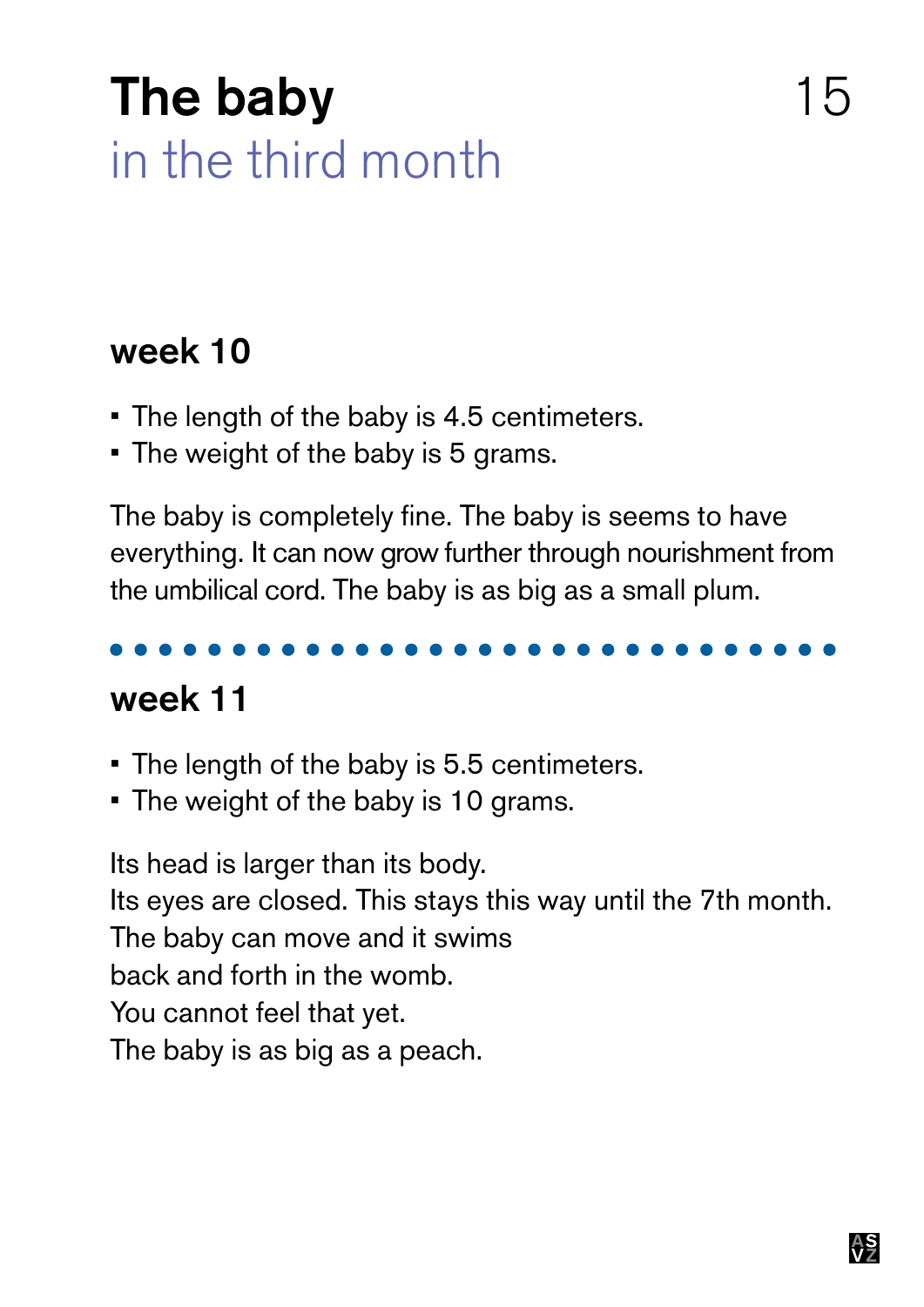# The baby
## in the third month

### week 10

- The length of the baby is 4.5 centimeters.
- The weight of the baby is 5 grams.

The baby is completely fine. The baby is seems to have everything. It can now grow further through nourishment from the umbilical cord. The baby is as big as a small plum.

### week 11

- The length of the baby is 5.5 centimeters.
- The weight of the baby is 10 grams.

Its head is larger than its body.
Its eyes are closed. This stays this way until the 7th month.
The baby can move and it swims
back and forth in the womb.
You cannot feel that yet.
The baby is as big as a peach.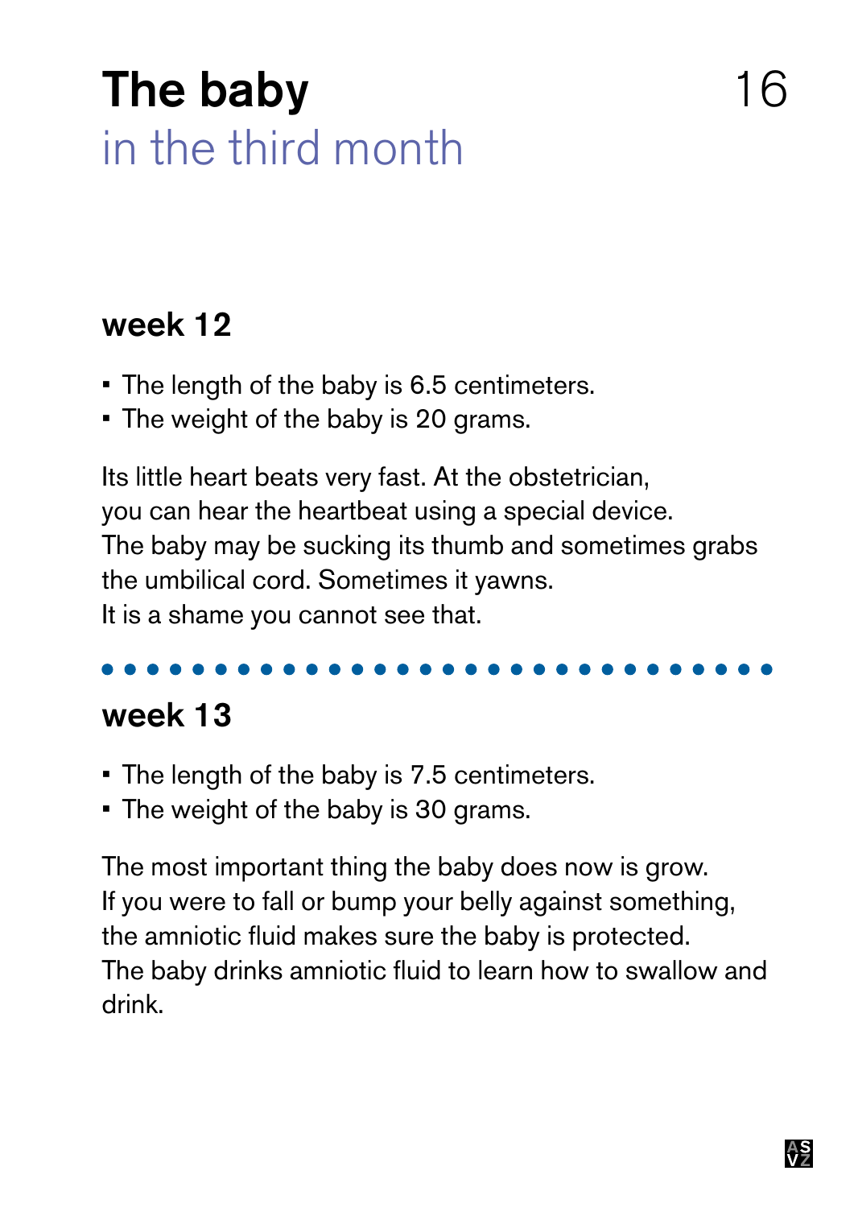# The baby
## in the third month

### week 12

- The length of the baby is 6.5 centimeters.
- The weight of the baby is 20 grams.

Its little heart beats very fast. At the obstetrician, you can hear the heartbeat using a special device. The baby may be sucking its thumb and sometimes grabs the umbilical cord. Sometimes it yawns. It is a shame you cannot see that.

### week 13

- The length of the baby is 7.5 centimeters.
- The weight of the baby is 30 grams.

The most important thing the baby does now is grow. If you were to fall or bump your belly against something, the amniotic fluid makes sure the baby is protected. The baby drinks amniotic fluid to learn how to swallow and drink.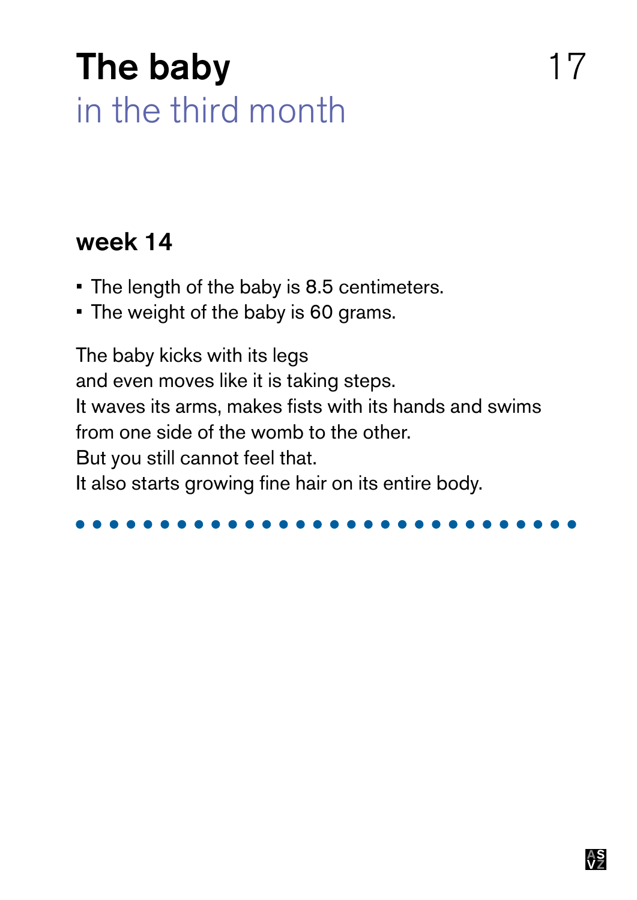# The baby
## in the third month

### week 14

- The length of the baby is 8.5 centimeters.
- The weight of the baby is 60 grams.

The baby kicks with its legs
and even moves like it is taking steps.
It waves its arms, makes fists with its hands and swims
from one side of the womb to the other.
But you still cannot feel that.
It also starts growing fine hair on its entire body.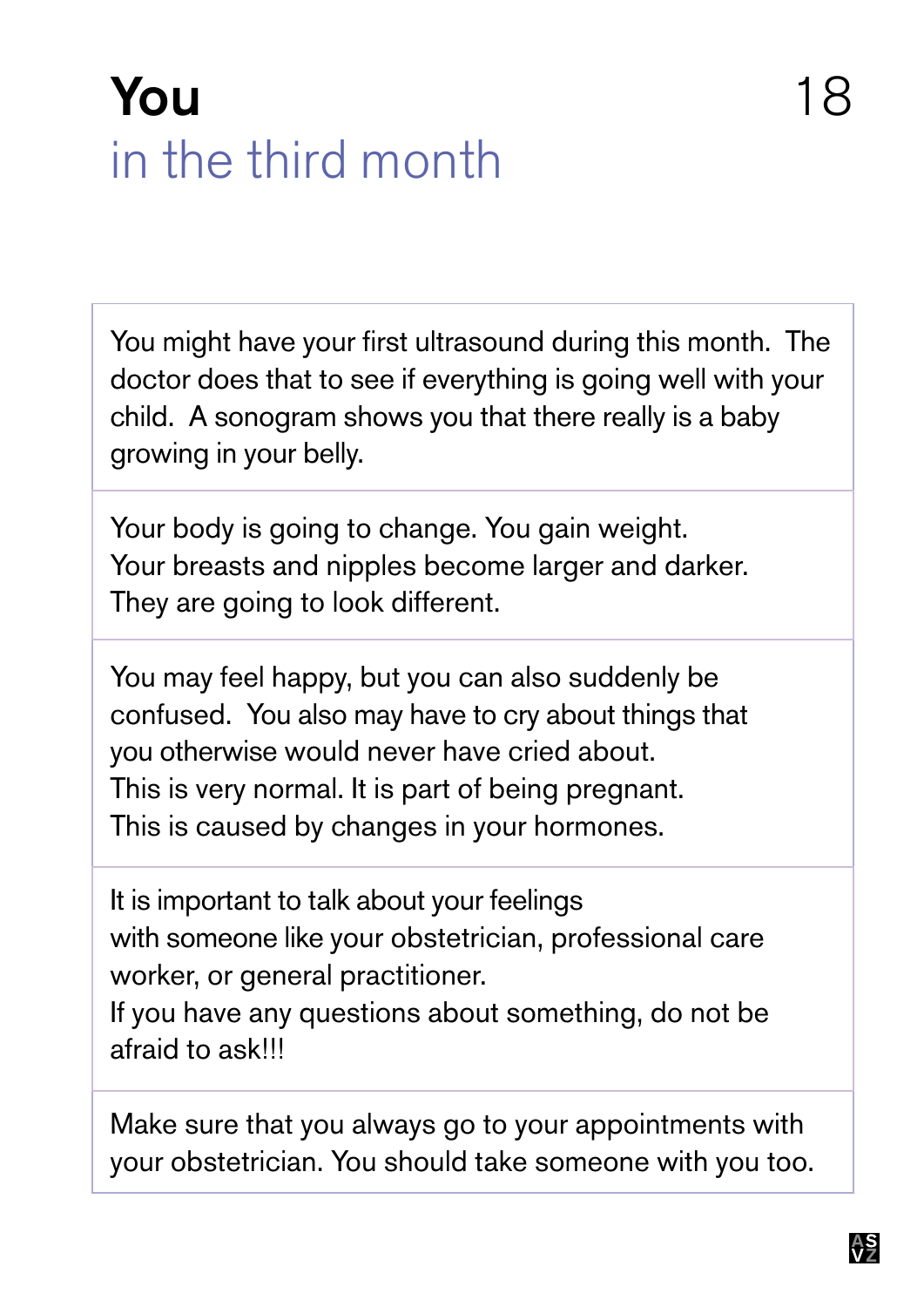# You
## in the third month

You might have your first ultrasound during this month. The doctor does that to see if everything is going well with your child. A sonogram shows you that there really is a baby growing in your belly.

Your body is going to change. You gain weight.
Your breasts and nipples become larger and darker.
They are going to look different.

You may feel happy, but you can also suddenly be confused. You also may have to cry about things that you otherwise would never have cried about.
This is very normal. It is part of being pregnant.
This is caused by changes in your hormones.

It is important to talk about your feelings with someone like your obstetrician, professional care worker, or general practitioner.
If you have any questions about something, do not be afraid to ask!!!

Make sure that you always go to your appointments with your obstetrician. You should take someone with you too.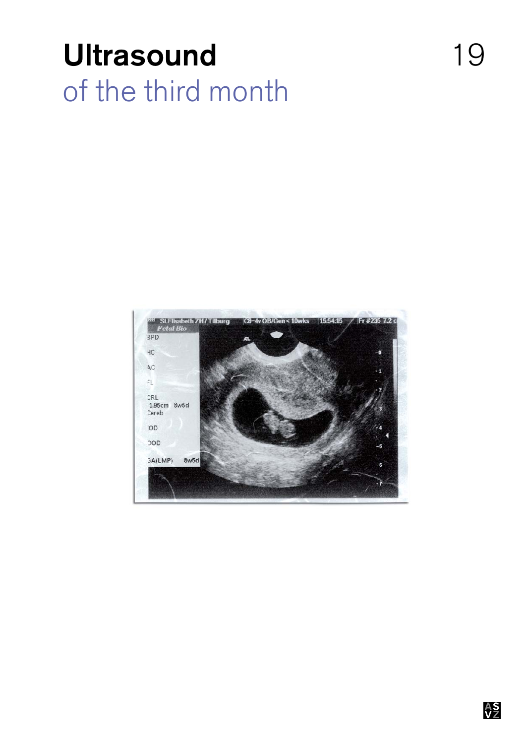# Ultrasound
## of the third month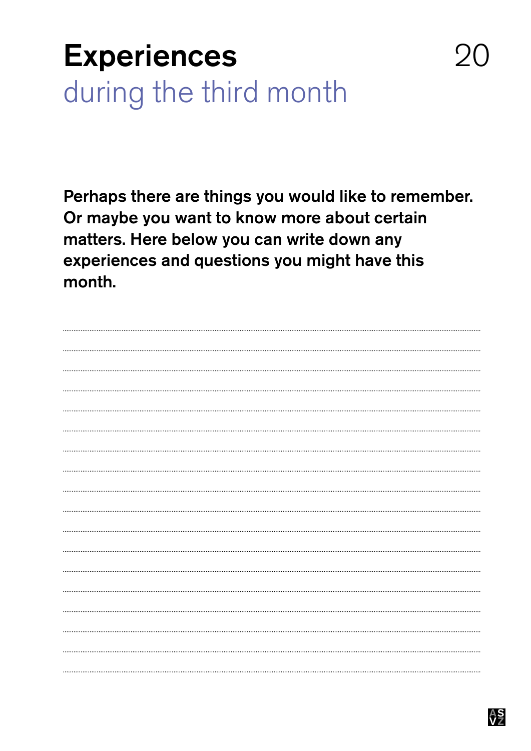# Experiences

## during the third month

**Perhaps there are things you would like to remember. Or maybe you want to know more about certain matters. Here below you can write down any experiences and questions you might have this month.**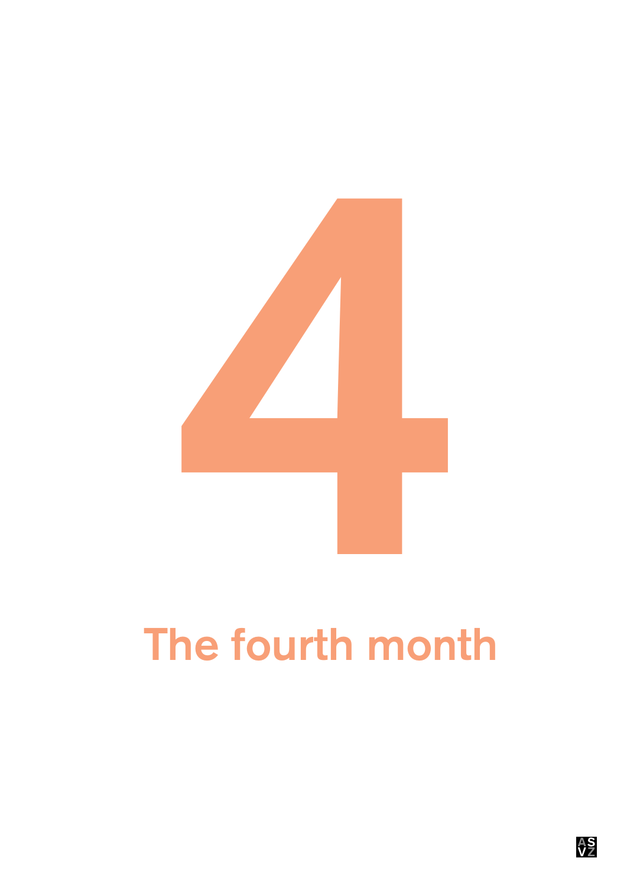# 4

## The fourth month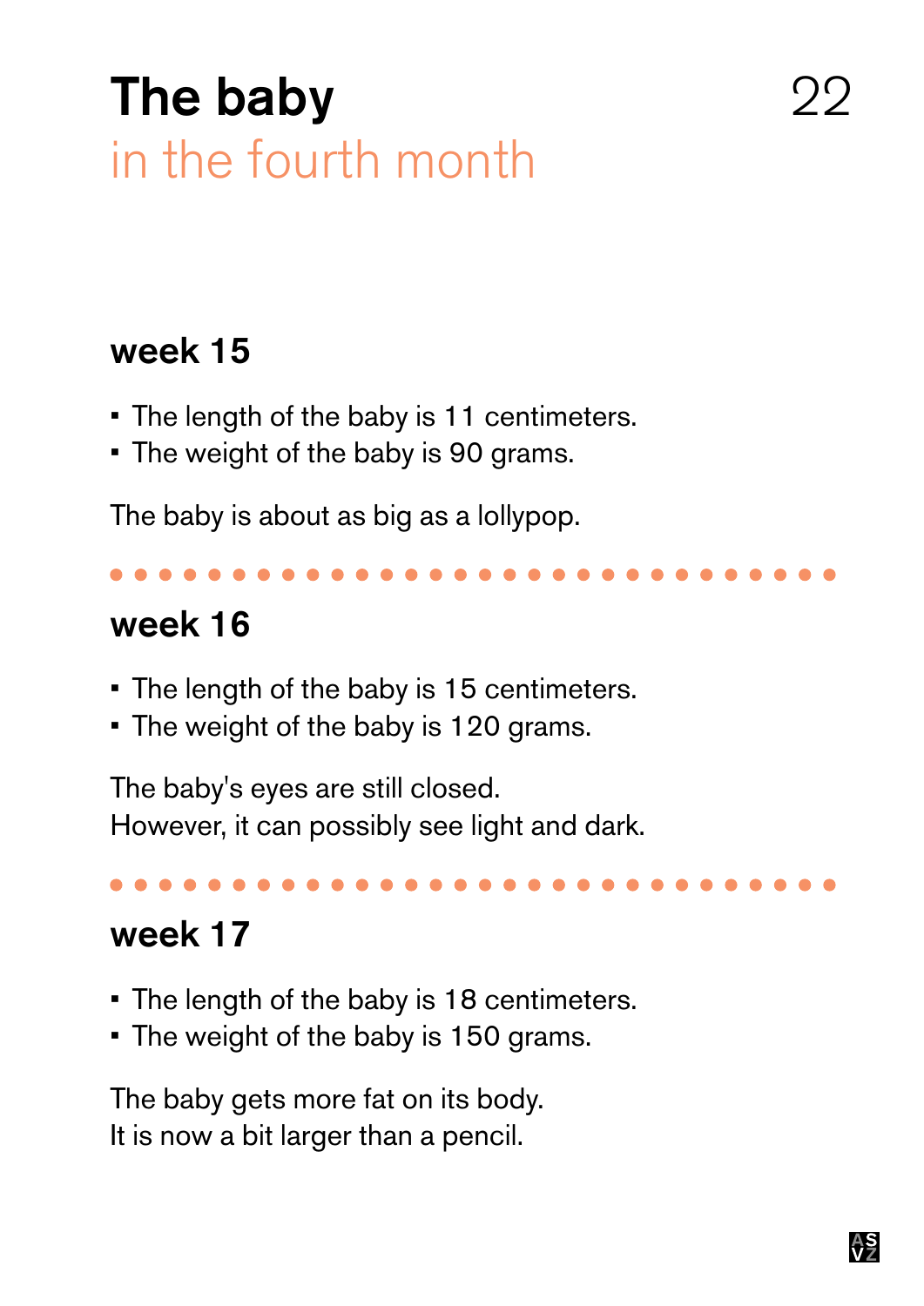# The baby
## in the fourth month

### week 15

- The length of the baby is 11 centimeters.
- The weight of the baby is 90 grams.

The baby is about as big as a lollypop.

### week 16

- The length of the baby is 15 centimeters.
- The weight of the baby is 120 grams.

The baby's eyes are still closed.
However, it can possibly see light and dark.

### week 17

- The length of the baby is 18 centimeters.
- The weight of the baby is 150 grams.

The baby gets more fat on its body.
It is now a bit larger than a pencil.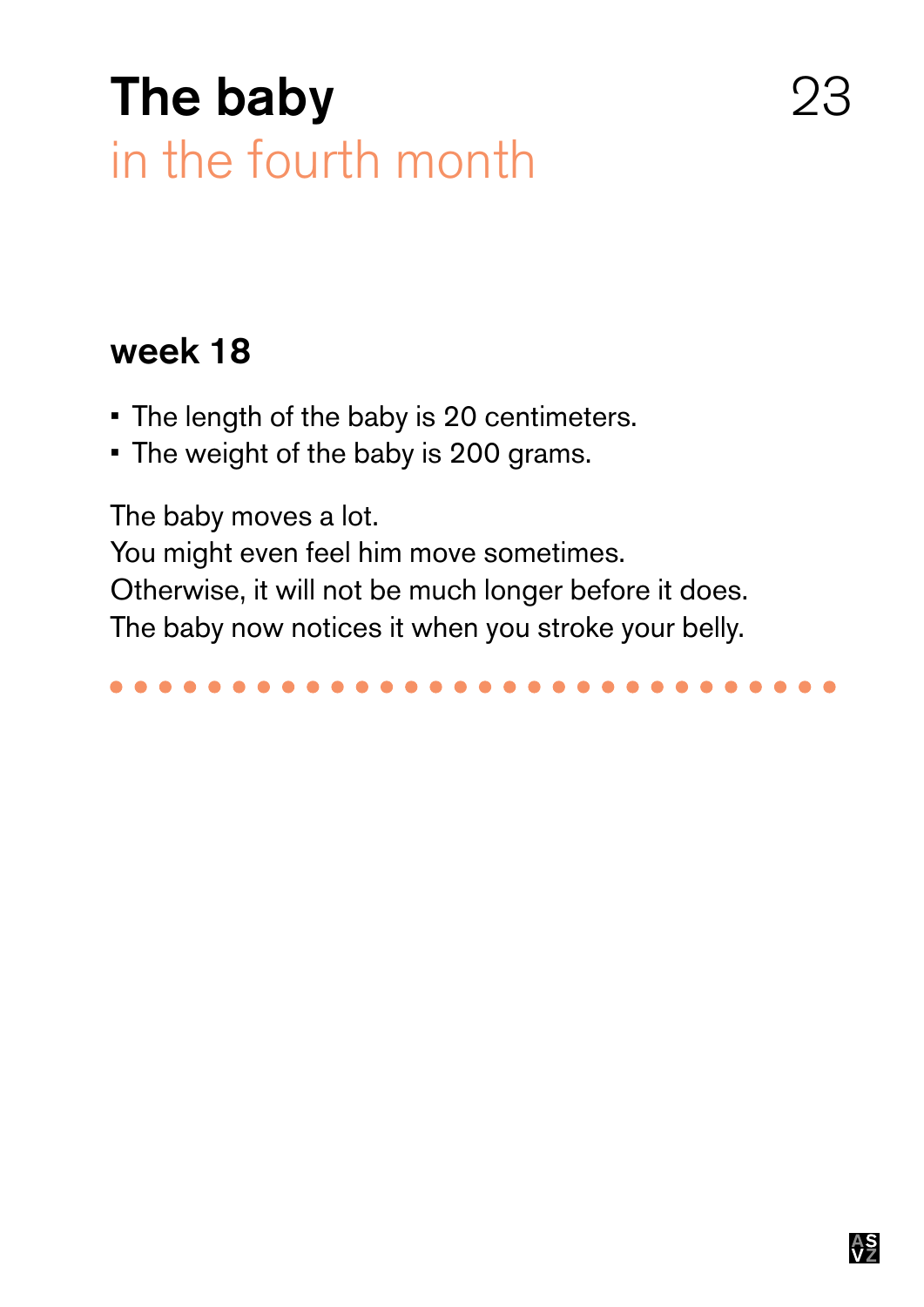# The baby
## in the fourth month

### week 18

- The length of the baby is 20 centimeters.
- The weight of the baby is 200 grams.

The baby moves a lot.
You might even feel him move sometimes.
Otherwise, it will not be much longer before it does.
The baby now notices it when you stroke your belly.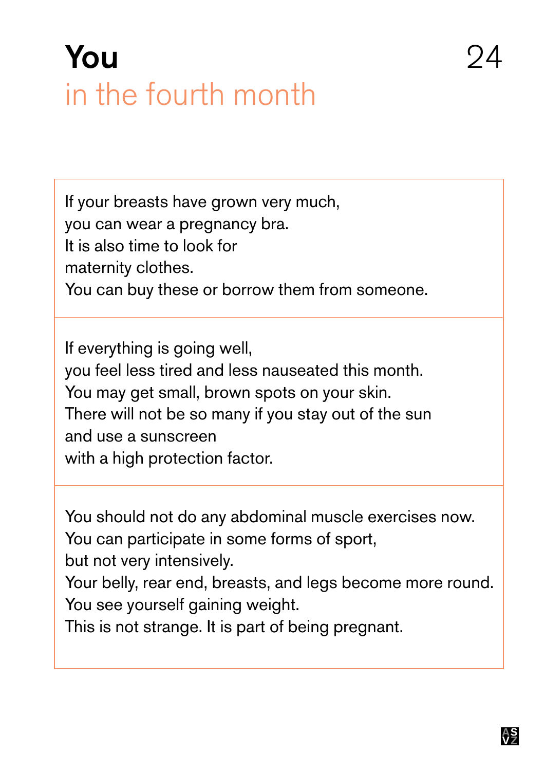# You
## in the fourth month

If your breasts have grown very much,
you can wear a pregnancy bra.
It is also time to look for
maternity clothes.
You can buy these or borrow them from someone.

If everything is going well,
you feel less tired and less nauseated this month.
You may get small, brown spots on your skin.
There will not be so many if you stay out of the sun
and use a sunscreen
with a high protection factor.

You should not do any abdominal muscle exercises now.
You can participate in some forms of sport,
but not very intensively.
Your belly, rear end, breasts, and legs become more round.
You see yourself gaining weight.
This is not strange. It is part of being pregnant.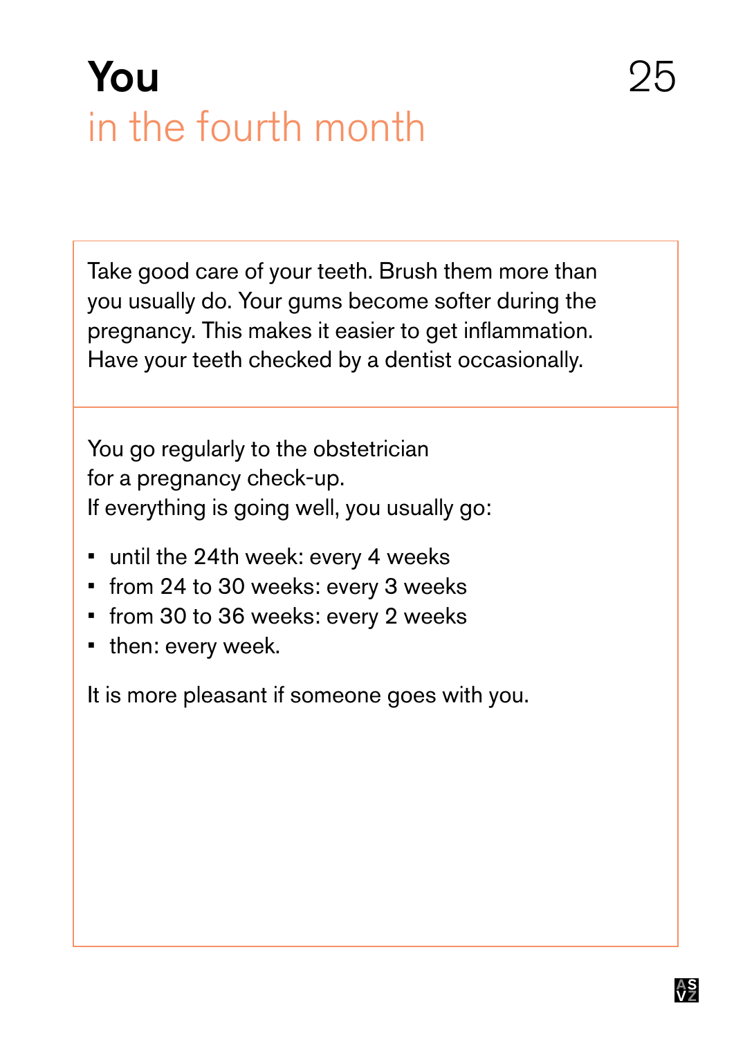# You

## in the fourth month

Take good care of your teeth. Brush them more than you usually do. Your gums become softer during the pregnancy. This makes it easier to get inflammation. Have your teeth checked by a dentist occasionally.

You go regularly to the obstetrician for a pregnancy check-up. If everything is going well, you usually go:

- until the 24th week: every 4 weeks
- from 24 to 30 weeks: every 3 weeks
- from 30 to 36 weeks: every 2 weeks
- then: every week.

It is more pleasant if someone goes with you.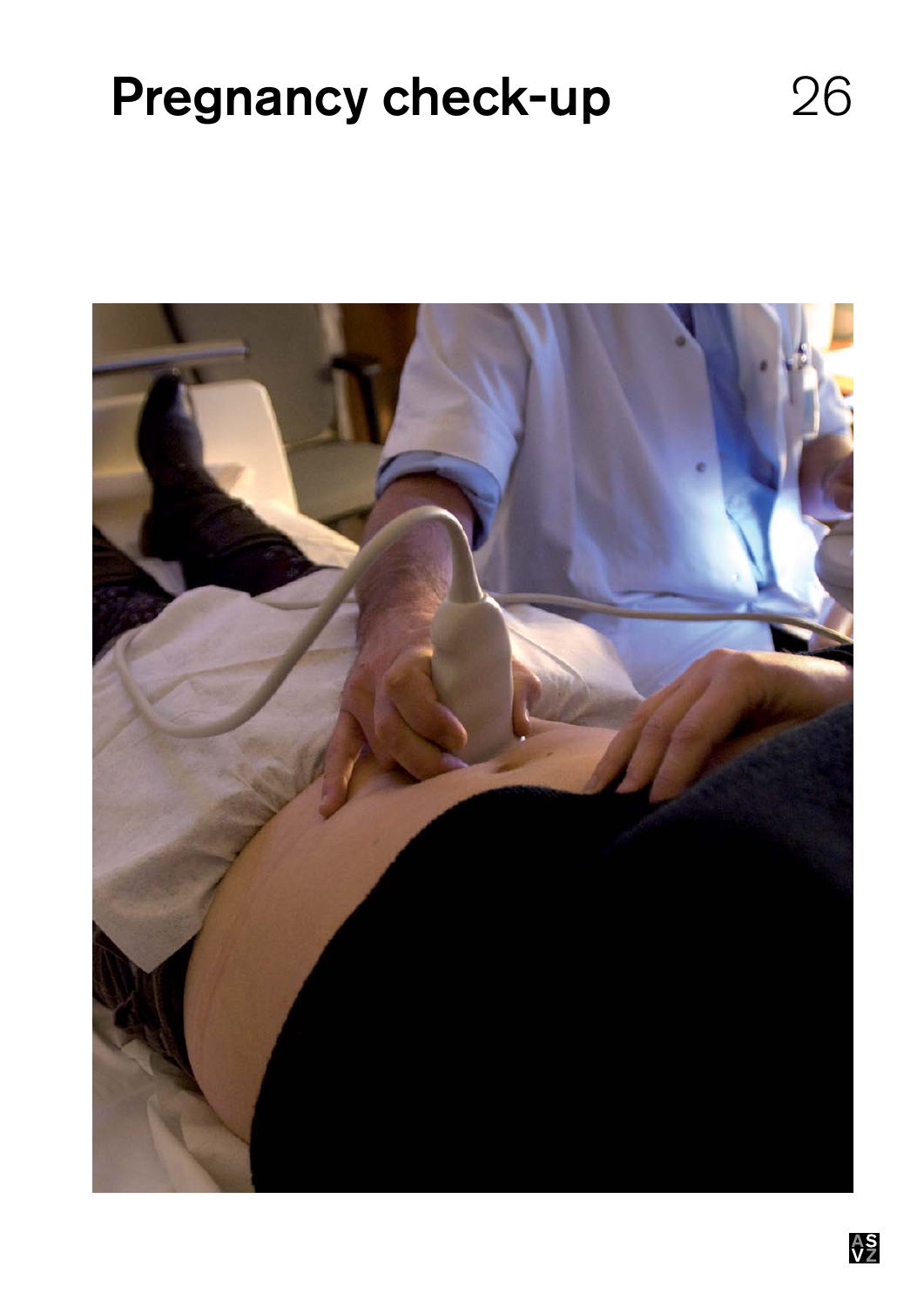# Pregnancy check-up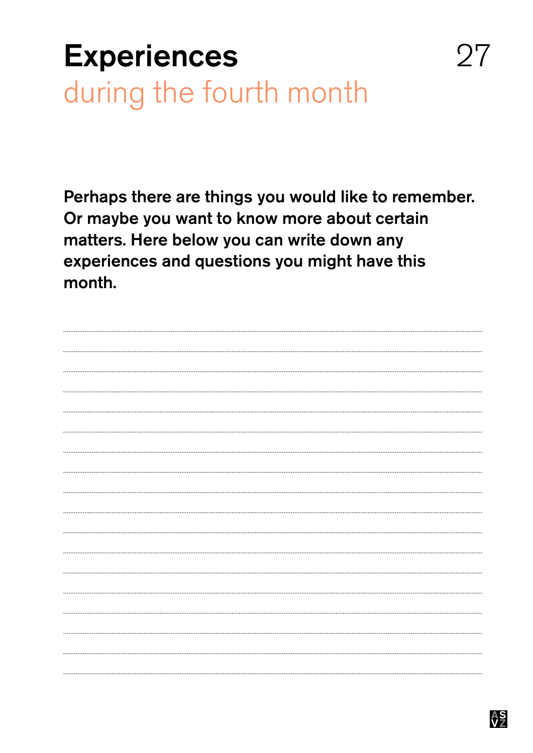# Experiences
## during the fourth month

**Perhaps there are things you would like to remember. Or maybe you want to know more about certain matters. Here below you can write down any experiences and questions you might have this month.**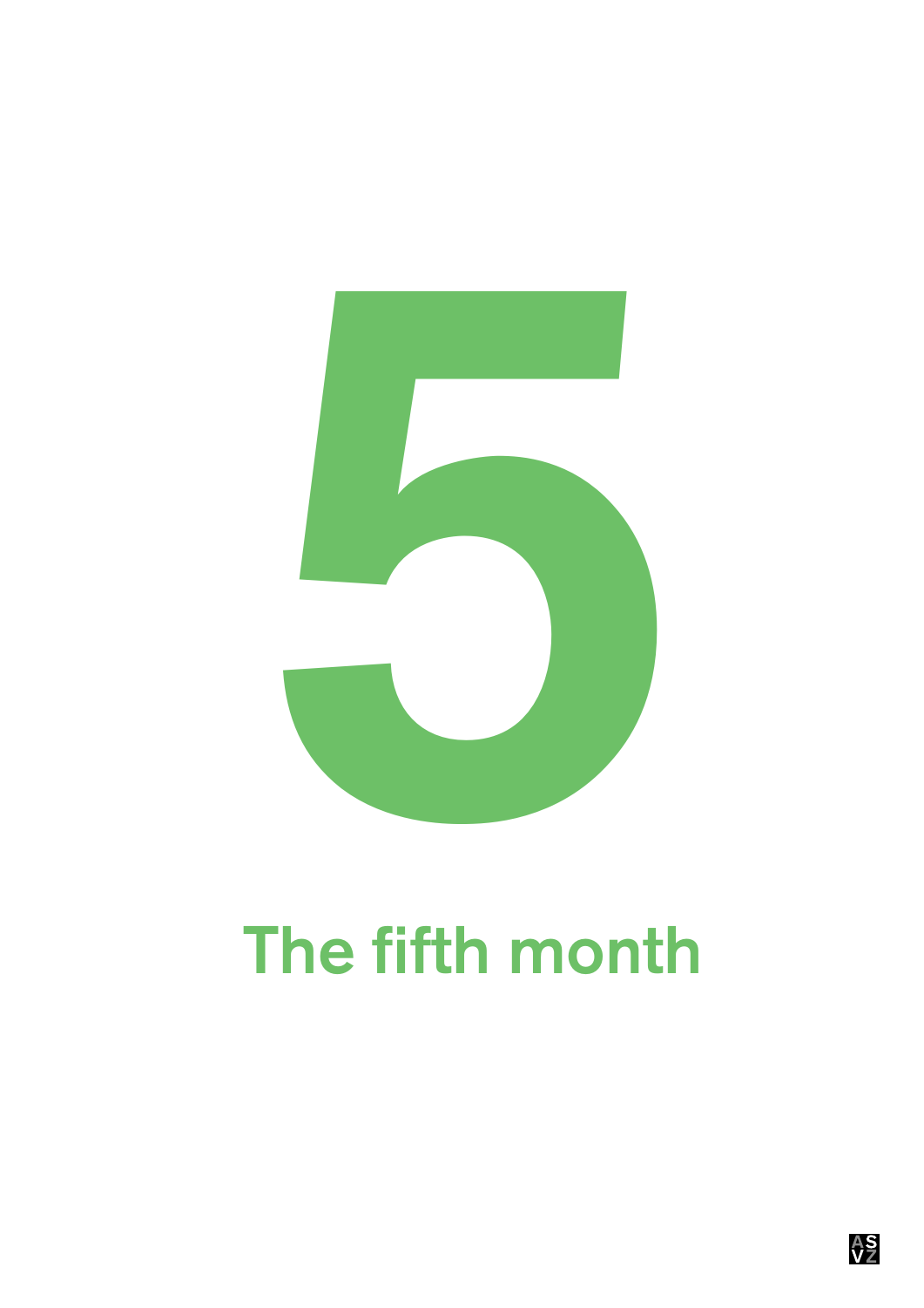# 5

## The fifth month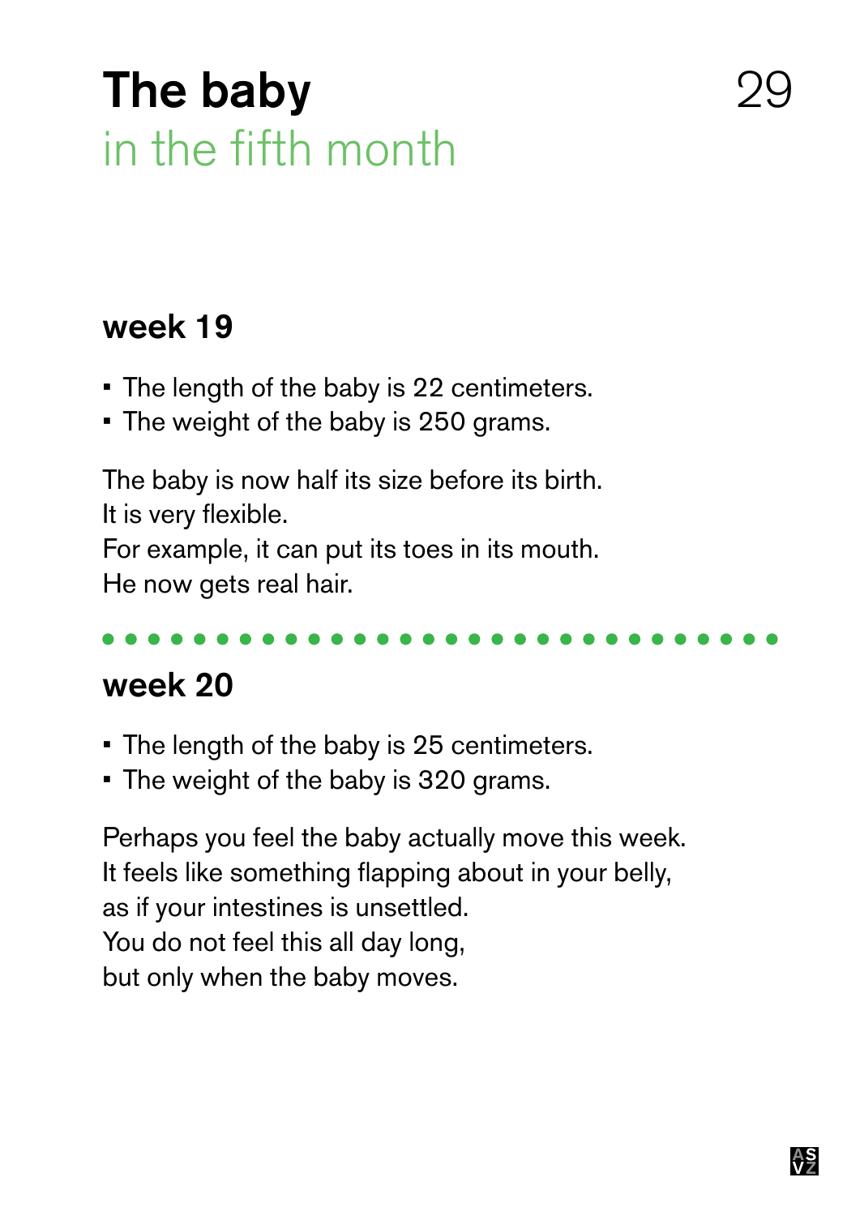# The baby
## in the fifth month

### week 19

- The length of the baby is 22 centimeters.
- The weight of the baby is 250 grams.

The baby is now half its size before its birth.
It is very flexible.
For example, it can put its toes in its mouth.
He now gets real hair.

### week 20

- The length of the baby is 25 centimeters.
- The weight of the baby is 320 grams.

Perhaps you feel the baby actually move this week.
It feels like something flapping about in your belly,
as if your intestines is unsettled.
You do not feel this all day long,
but only when the baby moves.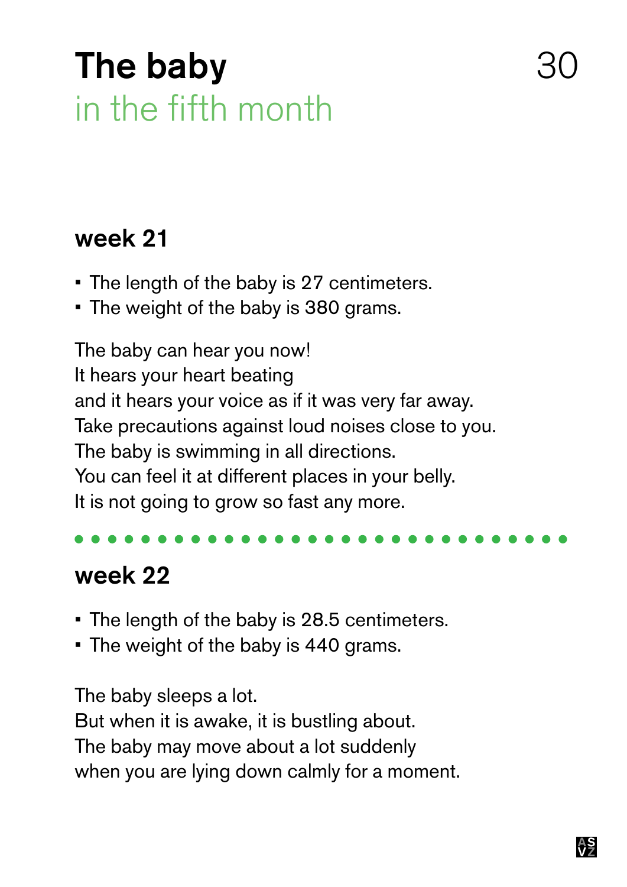# The baby
## in the fifth month

### week 21

- The length of the baby is 27 centimeters.
- The weight of the baby is 380 grams.

The baby can hear you now!
It hears your heart beating
and it hears your voice as if it was very far away.
Take precautions against loud noises close to you.
The baby is swimming in all directions.
You can feel it at different places in your belly.
It is not going to grow so fast any more.

---

### week 22

- The length of the baby is 28.5 centimeters.
- The weight of the baby is 440 grams.

The baby sleeps a lot.
But when it is awake, it is bustling about.
The baby may move about a lot suddenly
when you are lying down calmly for a moment.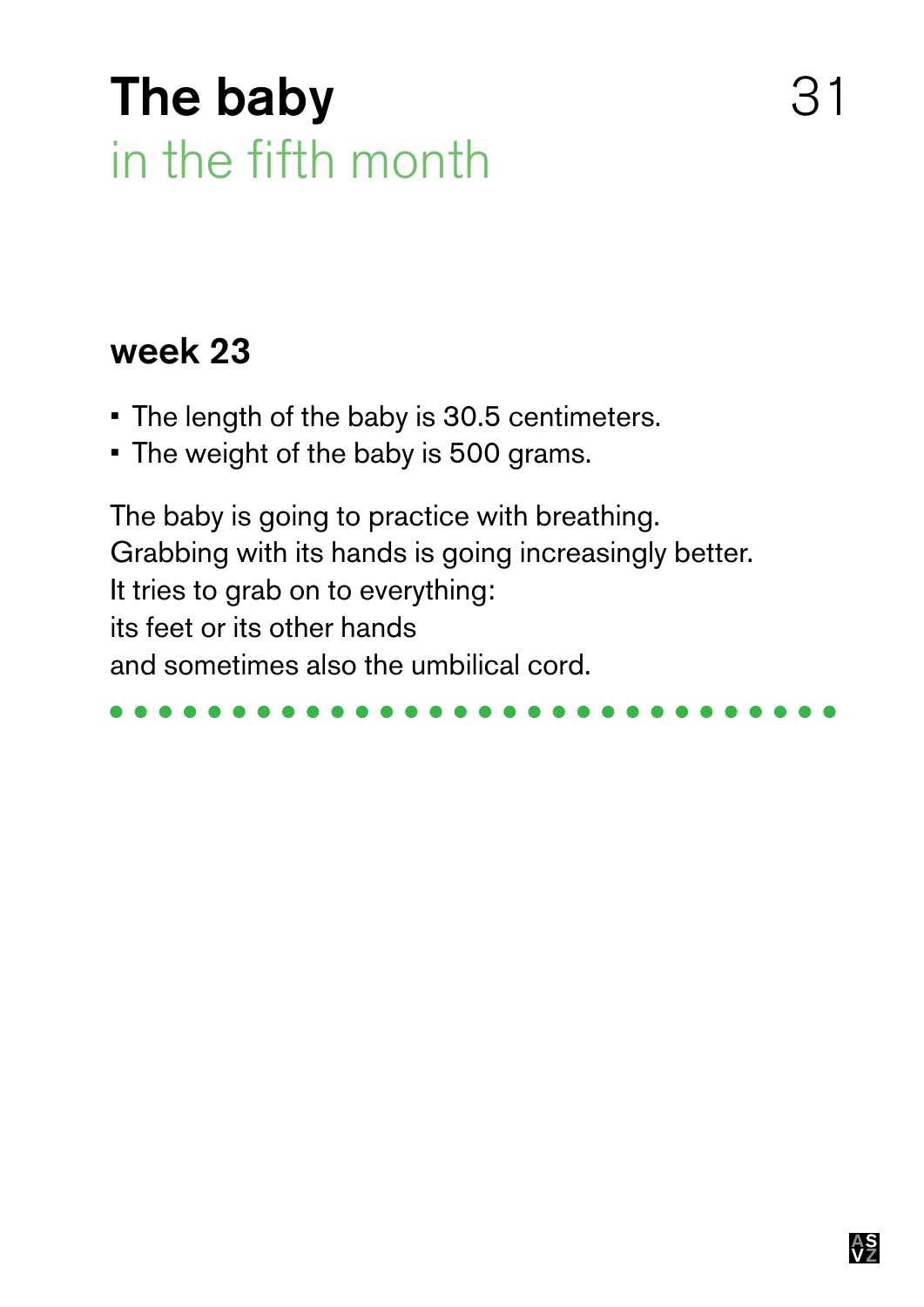# The baby
## in the fifth month

### week 23

- The length of the baby is 30.5 centimeters.
- The weight of the baby is 500 grams.

The baby is going to practice with breathing.
Grabbing with its hands is going increasingly better.
It tries to grab on to everything:
its feet or its other hands
and sometimes also the umbilical cord.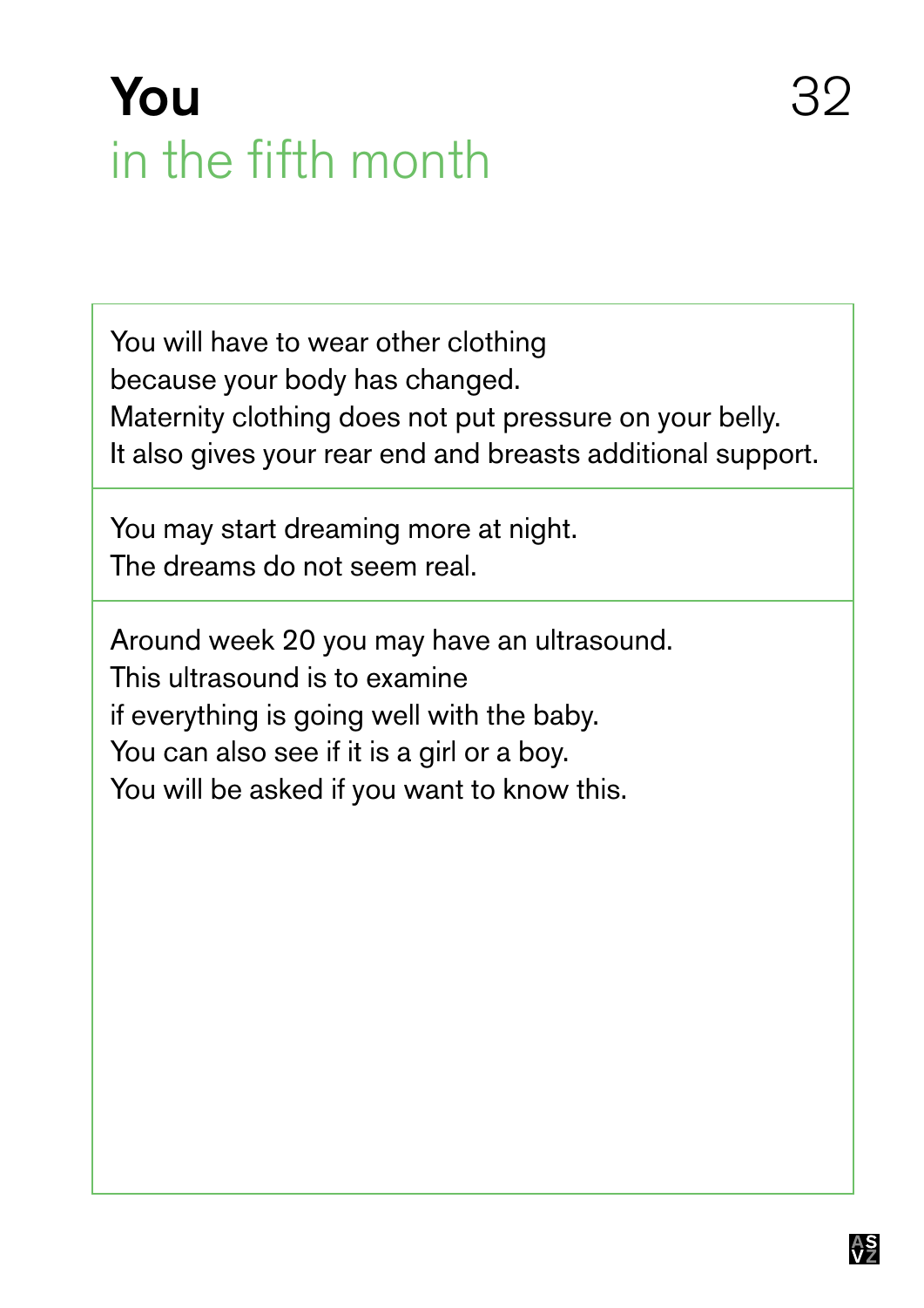# You
## in the fifth month

You will have to wear other clothing
because your body has changed.
Maternity clothing does not put pressure on your belly.
It also gives your rear end and breasts additional support.

You may start dreaming more at night.
The dreams do not seem real.

Around week 20 you may have an ultrasound.
This ultrasound is to examine
if everything is going well with the baby.
You can also see if it is a girl or a boy.
You will be asked if you want to know this.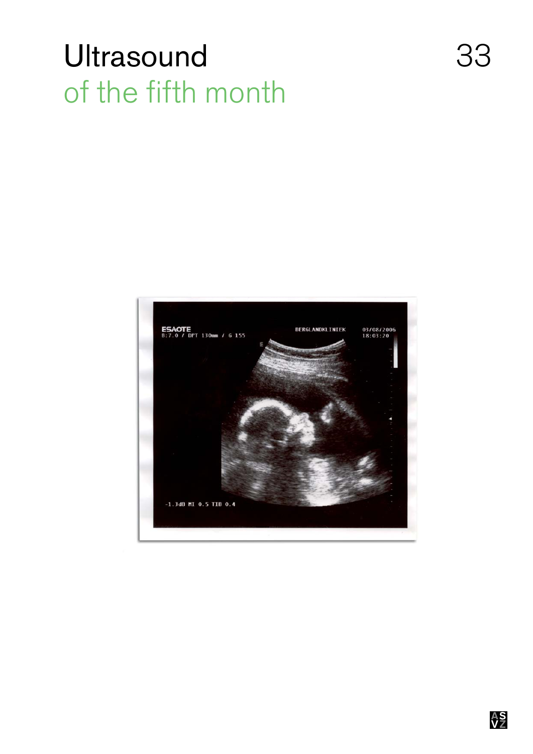# Ultrasound
## of the fifth month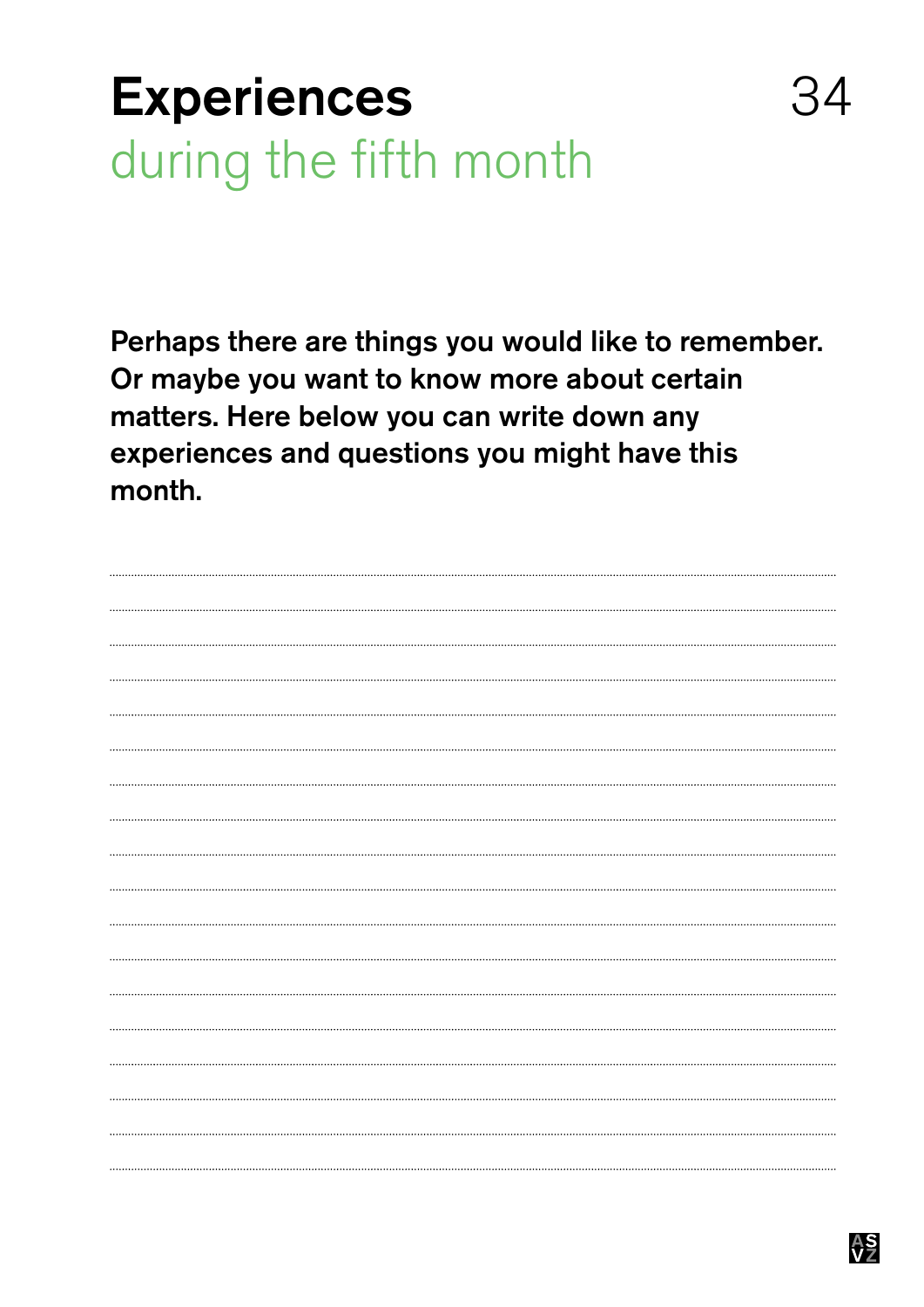# Experiences
## during the fifth month

**Perhaps there are things you would like to remember. Or maybe you want to know more about certain matters. Here below you can write down any experiences and questions you might have this month.**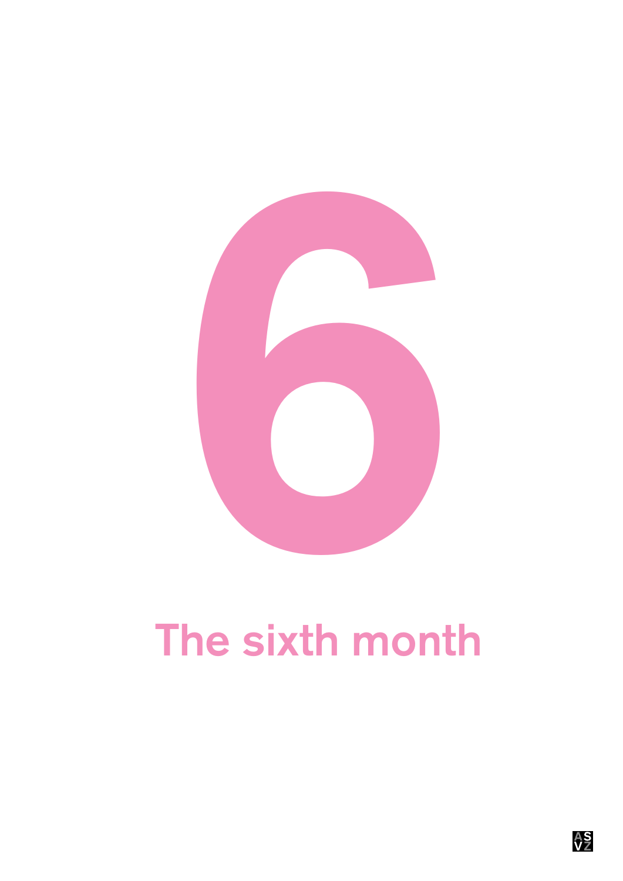# 6

# The sixth month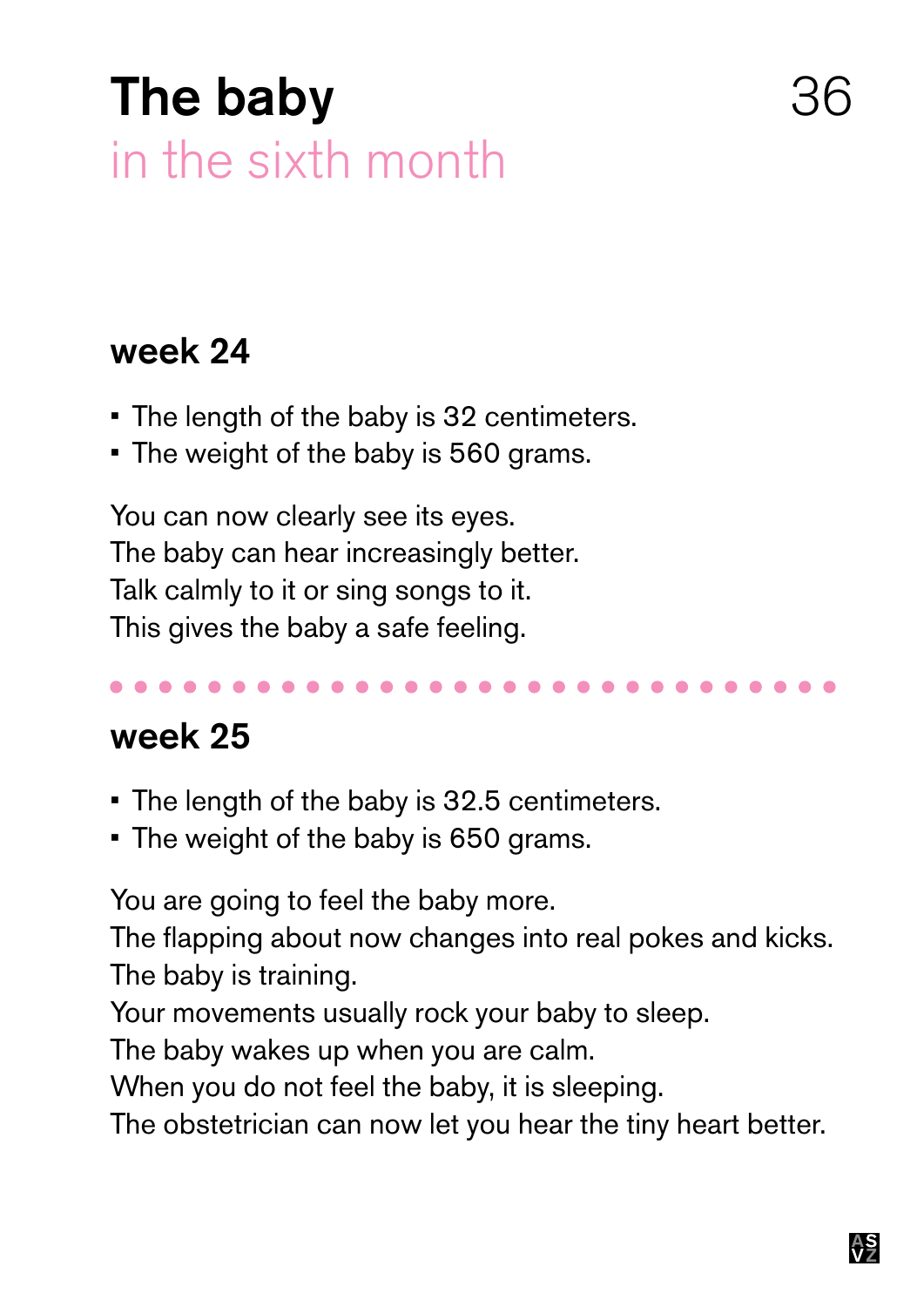# The baby

## in the sixth month

### week 24

- The length of the baby is 32 centimeters.
- The weight of the baby is 560 grams.

You can now clearly see its eyes.
The baby can hear increasingly better.
Talk calmly to it or sing songs to it.
This gives the baby a safe feeling.

### week 25

- The length of the baby is 32.5 centimeters.
- The weight of the baby is 650 grams.

You are going to feel the baby more.
The flapping about now changes into real pokes and kicks.
The baby is training.
Your movements usually rock your baby to sleep.
The baby wakes up when you are calm.
When you do not feel the baby, it is sleeping.
The obstetrician can now let you hear the tiny heart better.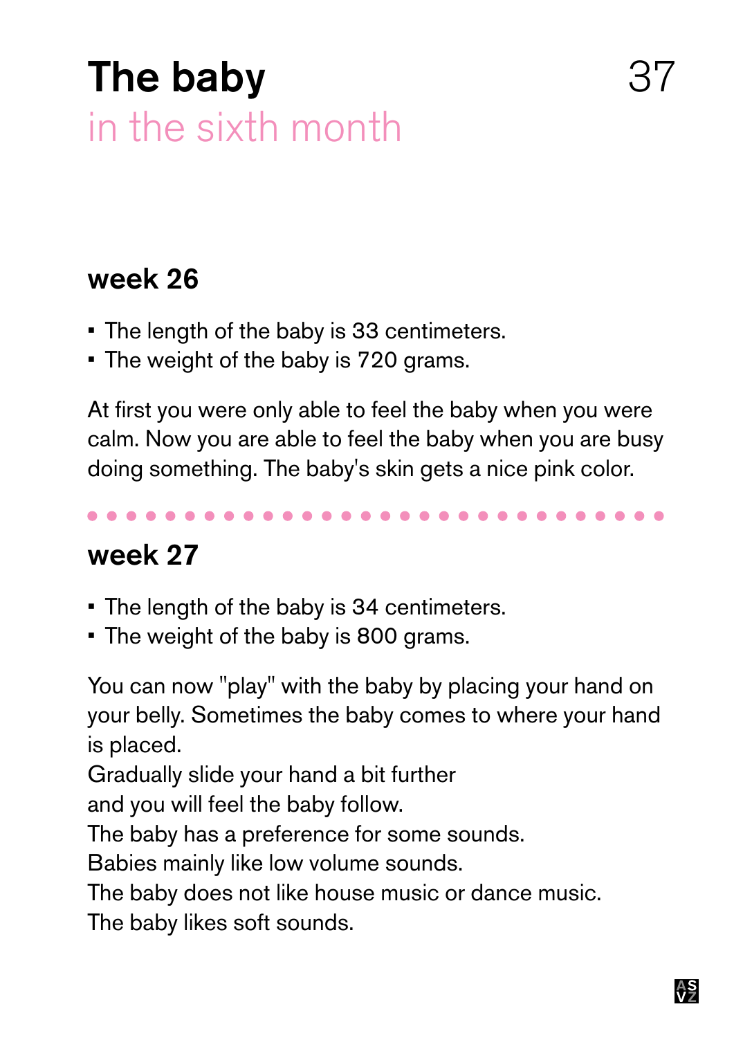# The baby

## in the sixth month

### week 26

- The length of the baby is 33 centimeters.
- The weight of the baby is 720 grams.

At first you were only able to feel the baby when you were calm. Now you are able to feel the baby when you are busy doing something. The baby's skin gets a nice pink color.

### week 27

- The length of the baby is 34 centimeters.
- The weight of the baby is 800 grams.

You can now "play" with the baby by placing your hand on your belly. Sometimes the baby comes to where your hand is placed.
Gradually slide your hand a bit further
and you will feel the baby follow.
The baby has a preference for some sounds.
Babies mainly like low volume sounds.
The baby does not like house music or dance music.
The baby likes soft sounds.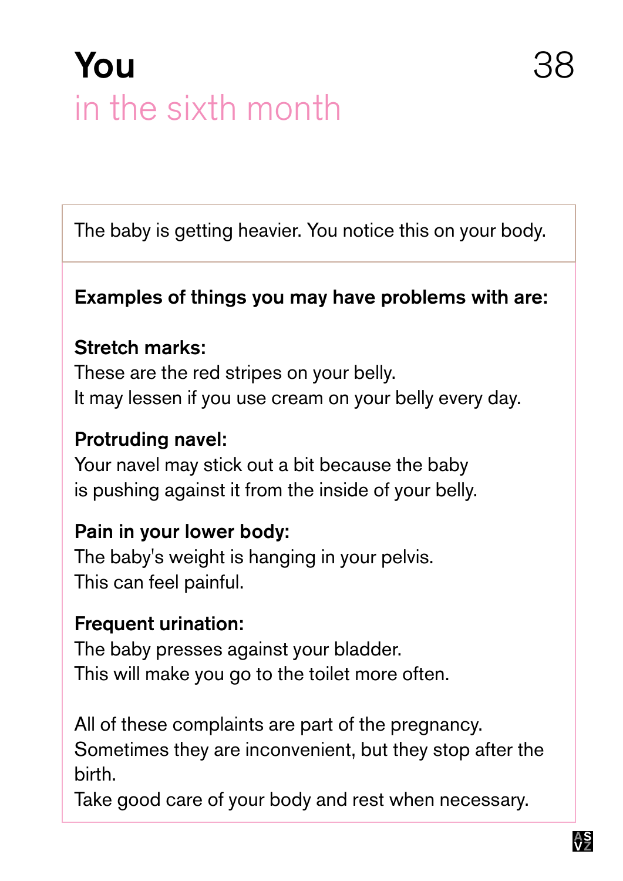# You
## in the sixth month

The baby is getting heavier. You notice this on your body.

**Examples of things you may have problems with are:**

**Stretch marks:**
These are the red stripes on your belly.
It may lessen if you use cream on your belly every day.

**Protruding navel:**
Your navel may stick out a bit because the baby
is pushing against it from the inside of your belly.

**Pain in your lower body:**
The baby's weight is hanging in your pelvis.
This can feel painful.

**Frequent urination:**
The baby presses against your bladder.
This will make you go to the toilet more often.

All of these complaints are part of the pregnancy.
Sometimes they are inconvenient, but they stop after the birth.
Take good care of your body and rest when necessary.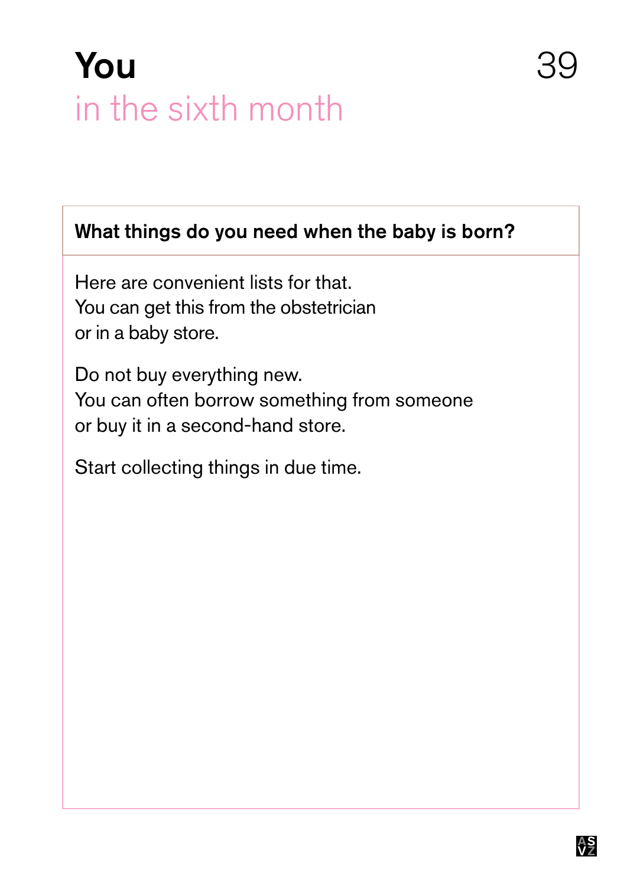# You
## in the sixth month

### What things do you need when the baby is born?

Here are convenient lists for that.
You can get this from the obstetrician
or in a baby store.

Do not buy everything new.
You can often borrow something from someone
or buy it in a second-hand store.

Start collecting things in due time.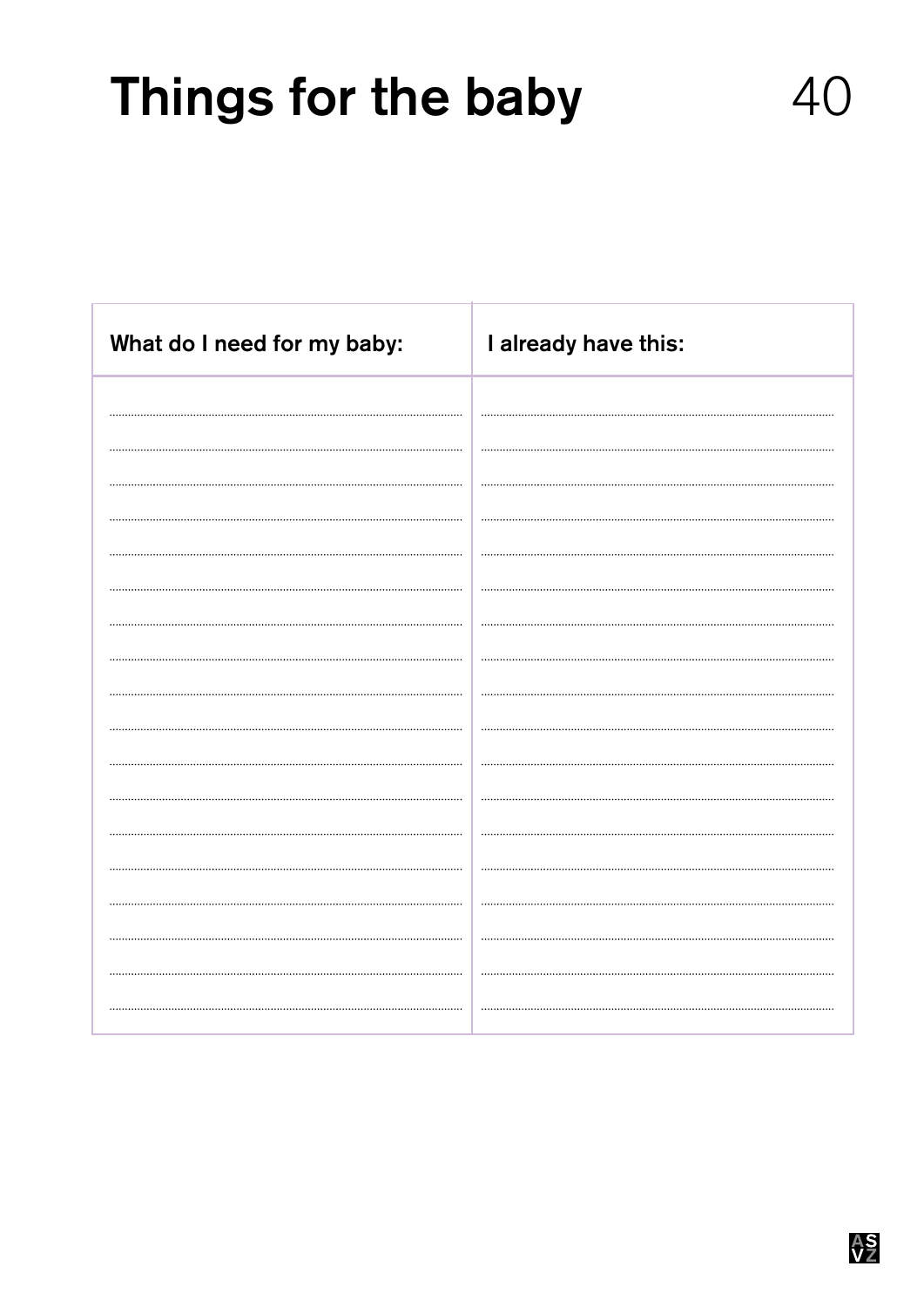# Things for the baby

| What do I need for my baby: | I already have this: |
|---|---|
| | |
| | |
| | |
| | |
| | |
| | |
| | |
| | |
| | |
| | |
| | |
| | |
| | |
| | |
| | |
| | |
| | |
| | |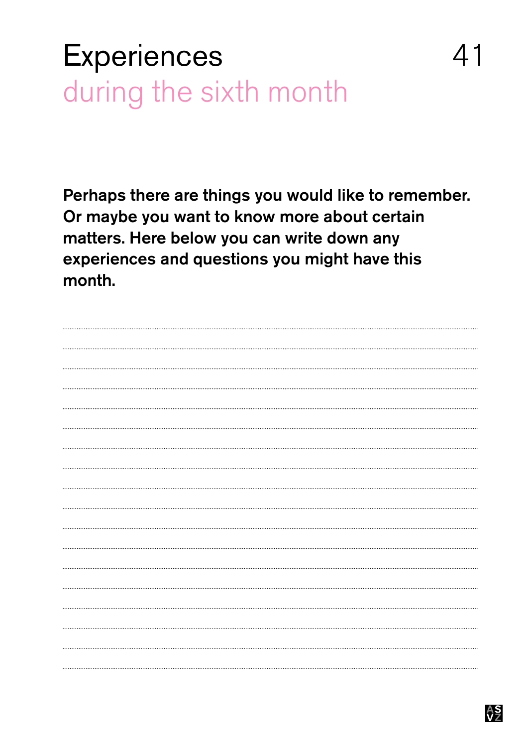# Experiences
## during the sixth month

**Perhaps there are things you would like to remember. Or maybe you want to know more about certain matters. Here below you can write down any experiences and questions you might have this month.**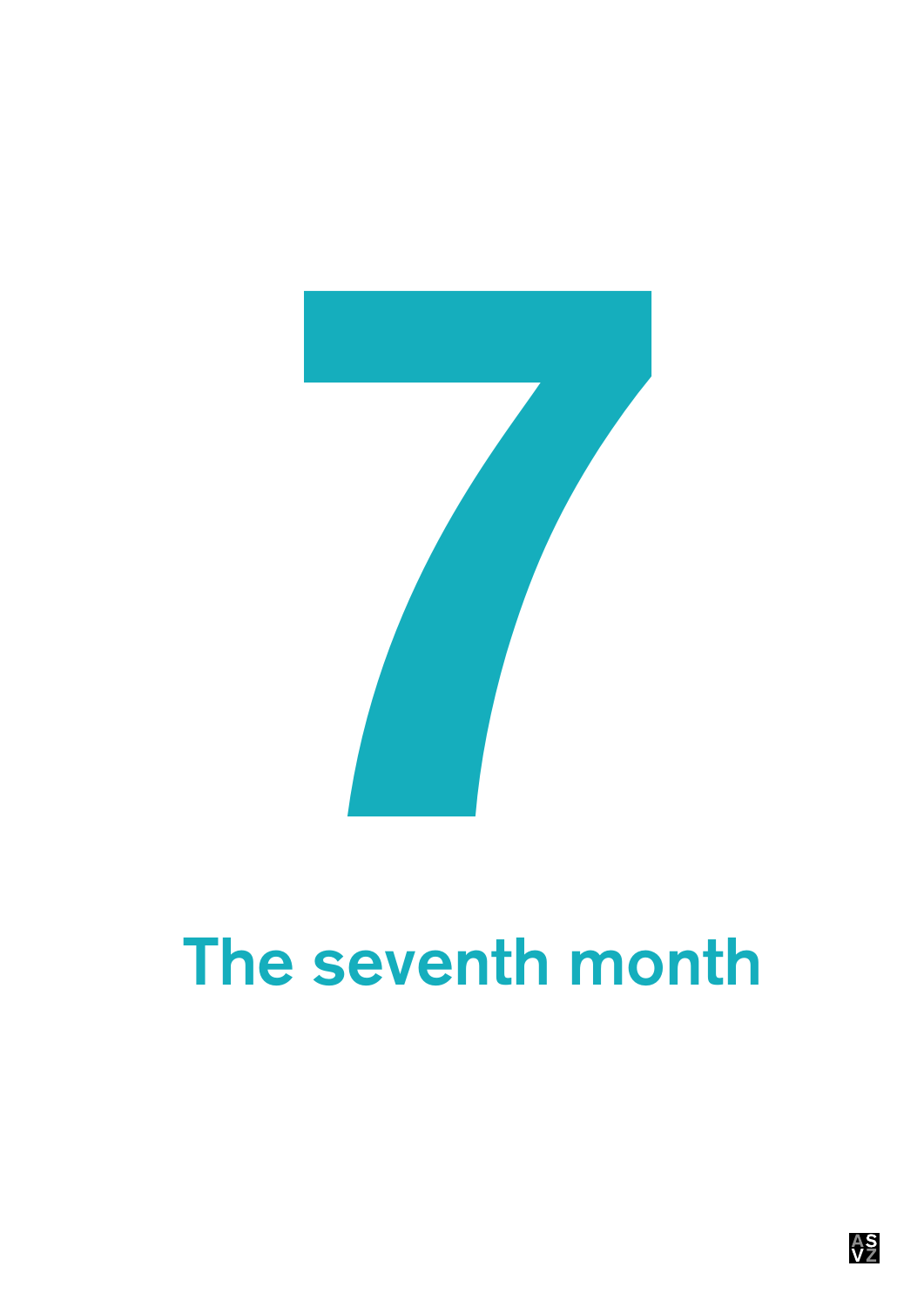# 7

# The seventh month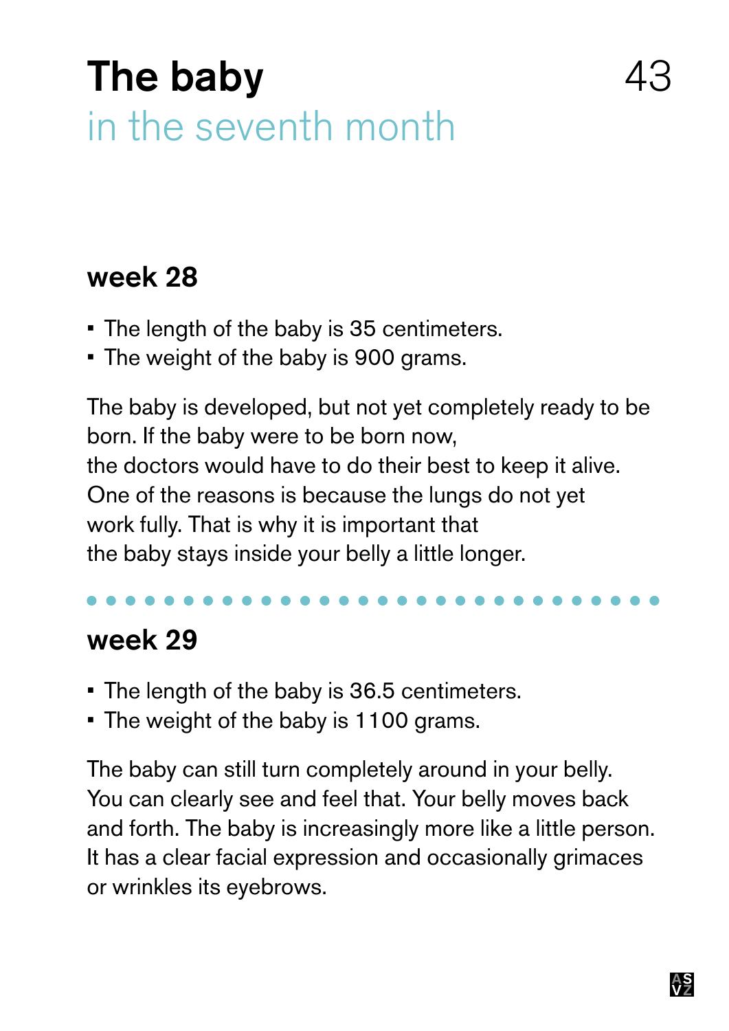# The baby
## in the seventh month

### week 28

- The length of the baby is 35 centimeters.
- The weight of the baby is 900 grams.

The baby is developed, but not yet completely ready to be born. If the baby were to be born now, the doctors would have to do their best to keep it alive. One of the reasons is because the lungs do not yet work fully. That is why it is important that the baby stays inside your belly a little longer.

### week 29

- The length of the baby is 36.5 centimeters.
- The weight of the baby is 1100 grams.

The baby can still turn completely around in your belly. You can clearly see and feel that. Your belly moves back and forth. The baby is increasingly more like a little person. It has a clear facial expression and occasionally grimaces or wrinkles its eyebrows.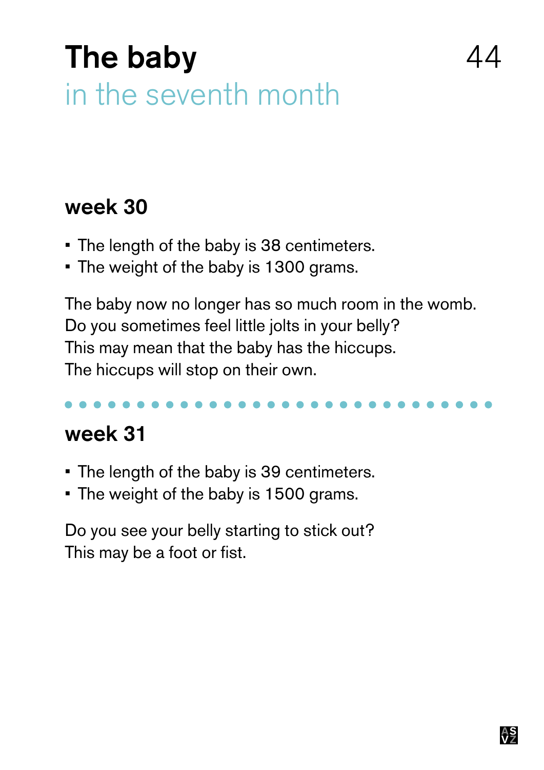# The baby

## in the seventh month

### week 30

- The length of the baby is 38 centimeters.
- The weight of the baby is 1300 grams.

The baby now no longer has so much room in the womb.
Do you sometimes feel little jolts in your belly?
This may mean that the baby has the hiccups.
The hiccups will stop on their own.

### week 31

- The length of the baby is 39 centimeters.
- The weight of the baby is 1500 grams.

Do you see your belly starting to stick out?
This may be a foot or fist.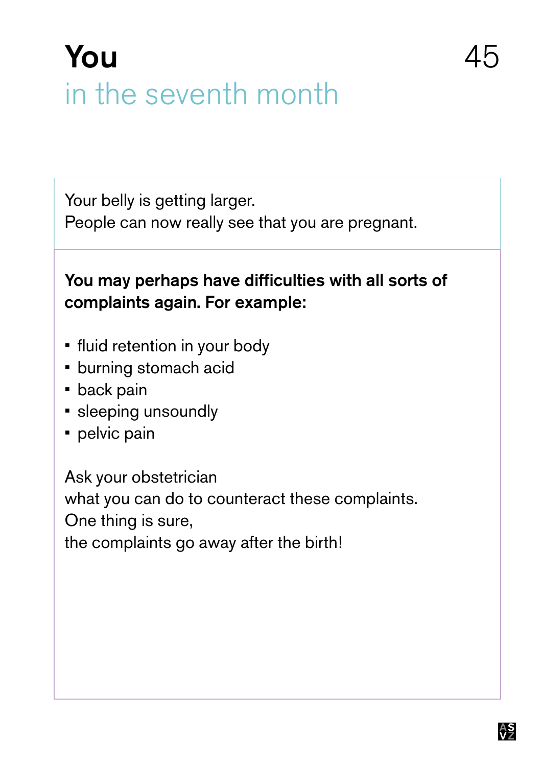# You
## in the seventh month

Your belly is getting larger.
People can now really see that you are pregnant.

**You may perhaps have difficulties with all sorts of complaints again. For example:**

- fluid retention in your body
- burning stomach acid
- back pain
- sleeping unsoundly
- pelvic pain

Ask your obstetrician
what you can do to counteract these complaints.
One thing is sure,
the complaints go away after the birth!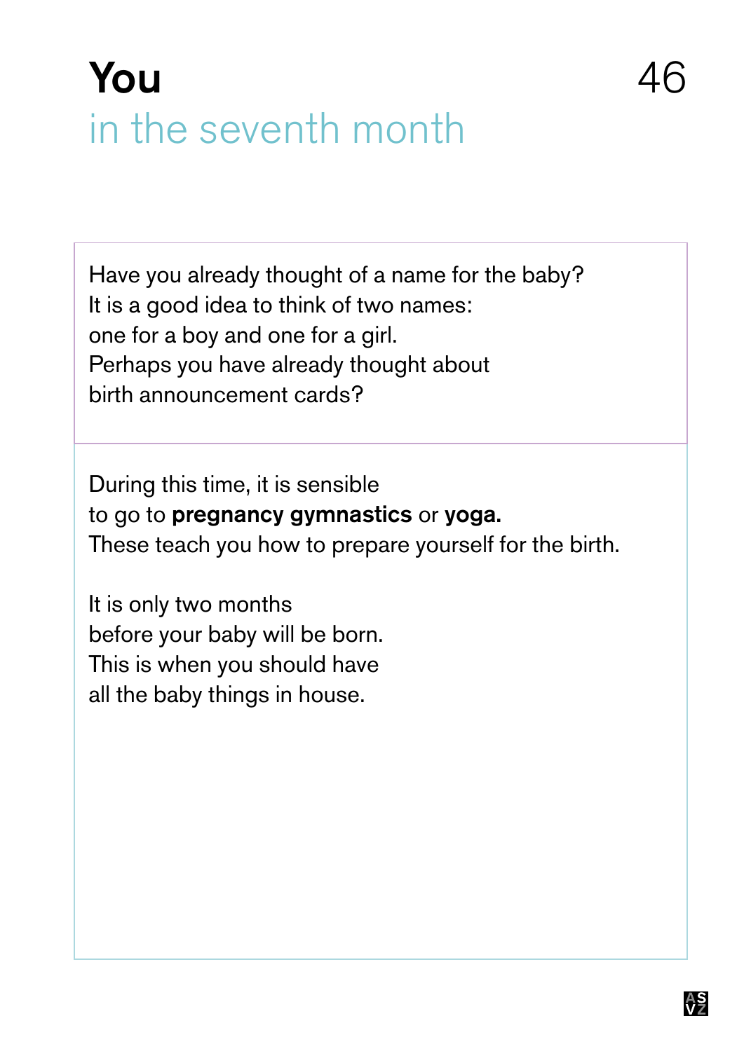# You
## in the seventh month

Have you already thought of a name for the baby?
It is a good idea to think of two names:
one for a boy and one for a girl.
Perhaps you have already thought about
birth announcement cards?

During this time, it is sensible
to go to **pregnancy gymnastics** or **yoga.**
These teach you how to prepare yourself for the birth.

It is only two months
before your baby will be born.
This is when you should have
all the baby things in house.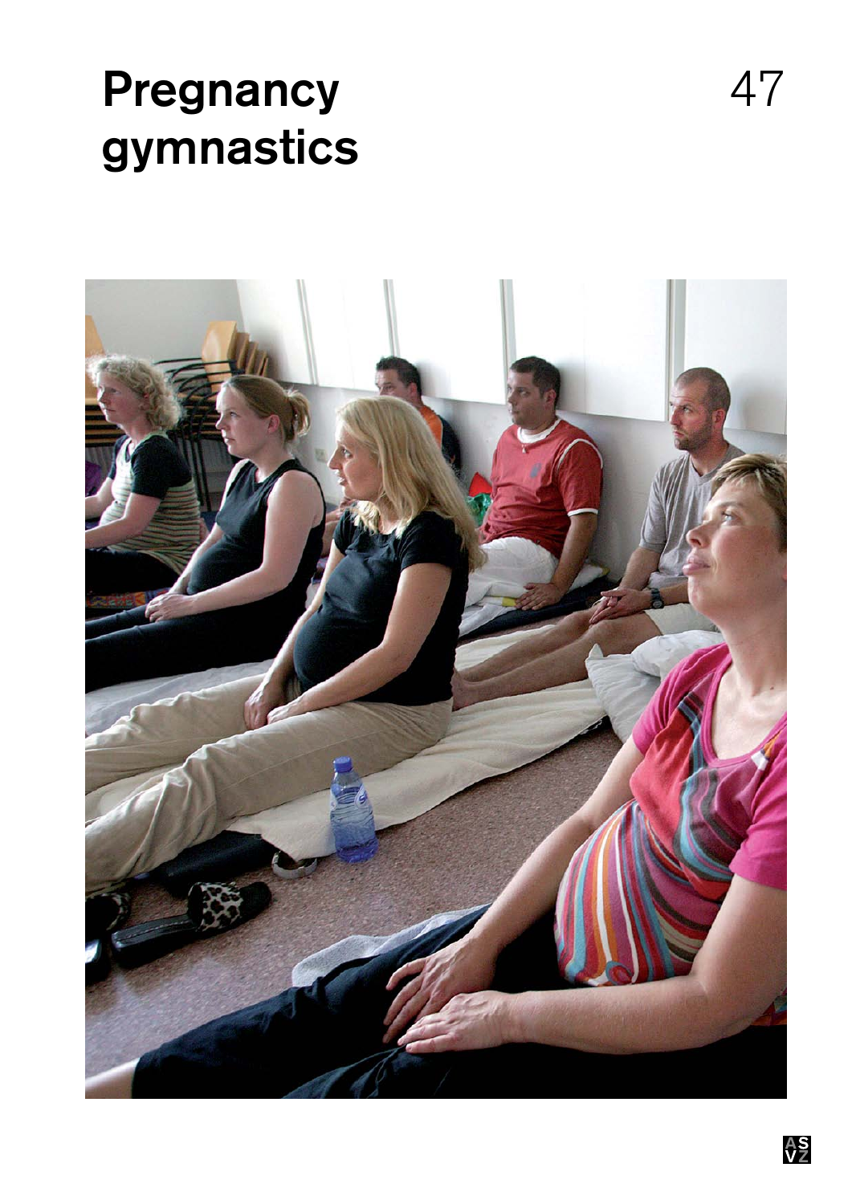# Pregnancy gymnastics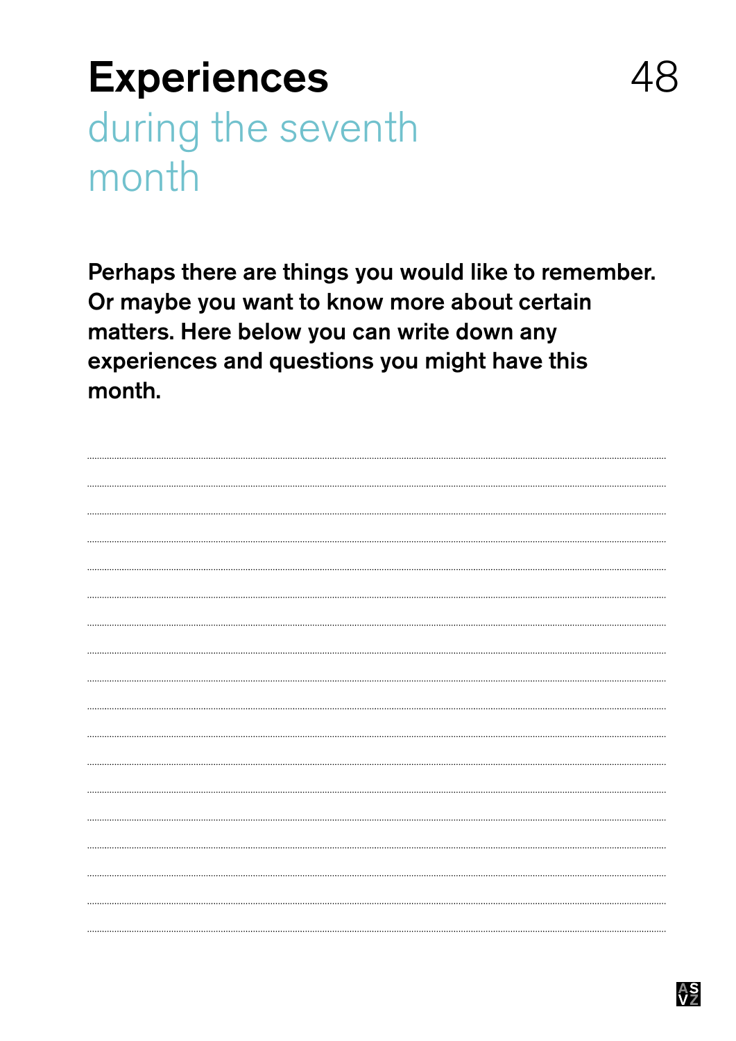# Experiences

## during the seventh month

**Perhaps there are things you would like to remember. Or maybe you want to know more about certain matters. Here below you can write down any experiences and questions you might have this month.**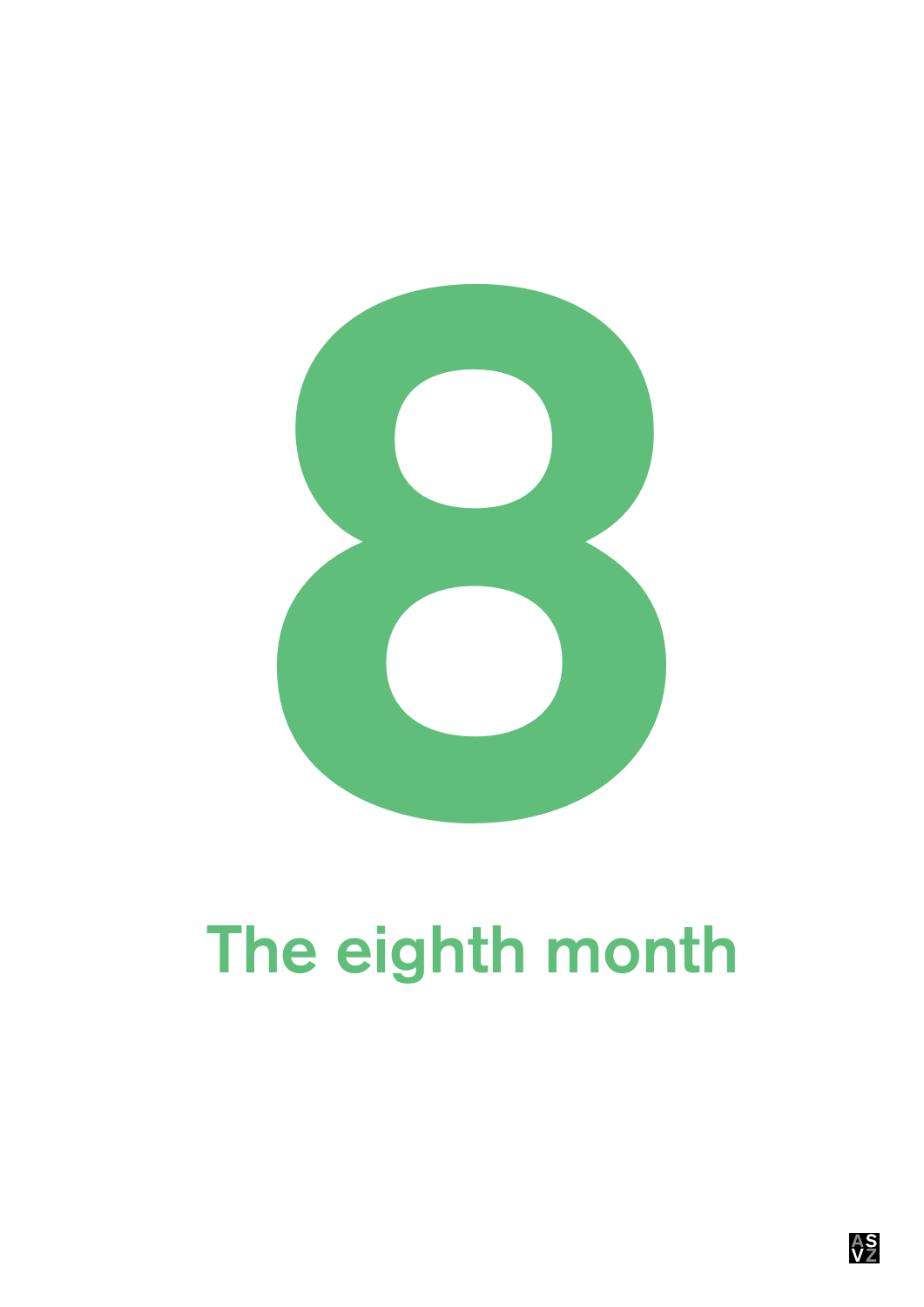# 8

## The eighth month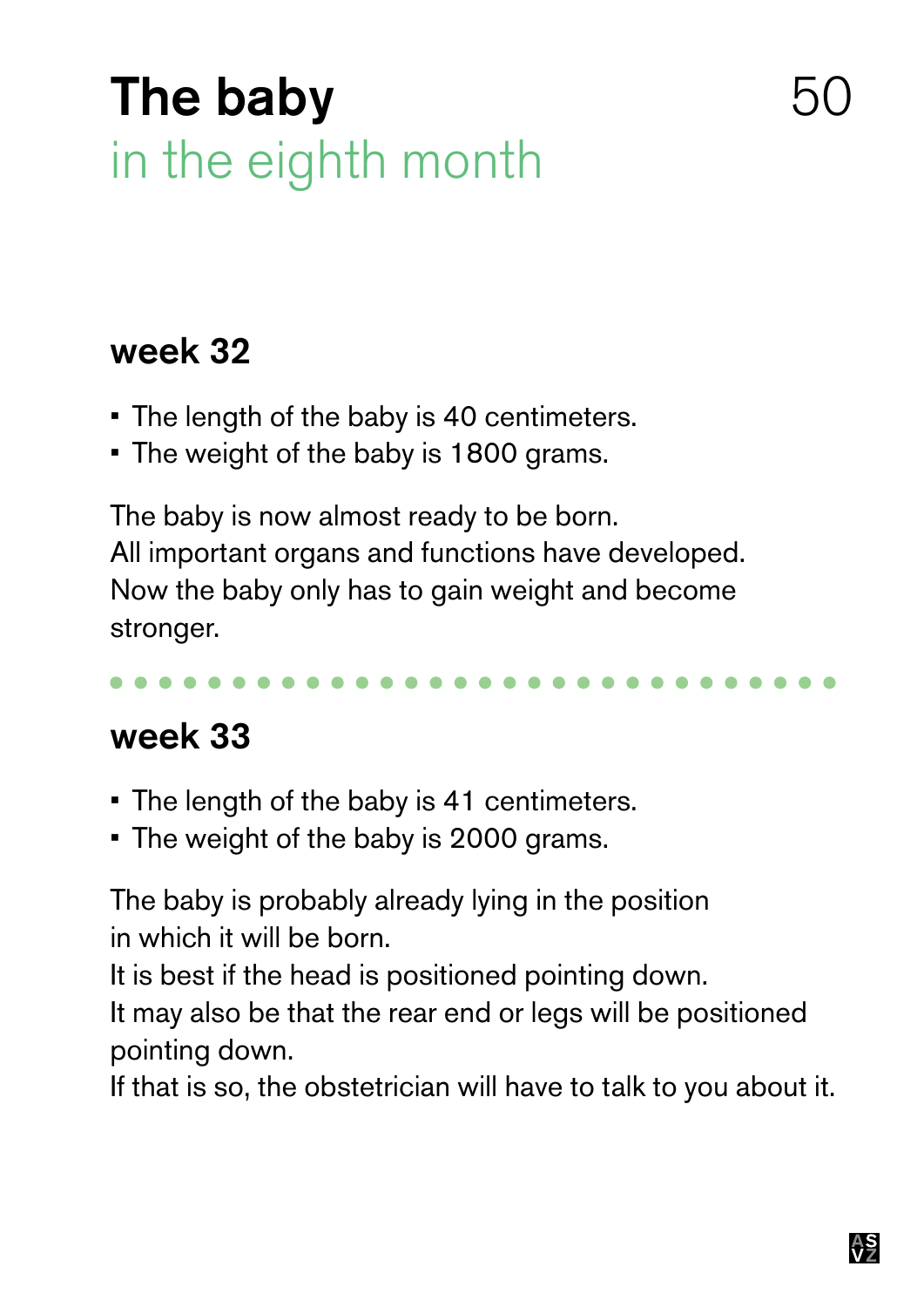# The baby
## in the eighth month

### week 32

- The length of the baby is 40 centimeters.
- The weight of the baby is 1800 grams.

The baby is now almost ready to be born.
All important organs and functions have developed.
Now the baby only has to gain weight and become stronger.

### week 33

- The length of the baby is 41 centimeters.
- The weight of the baby is 2000 grams.

The baby is probably already lying in the position in which it will be born.
It is best if the head is positioned pointing down.
It may also be that the rear end or legs will be positioned pointing down.
If that is so, the obstetrician will have to talk to you about it.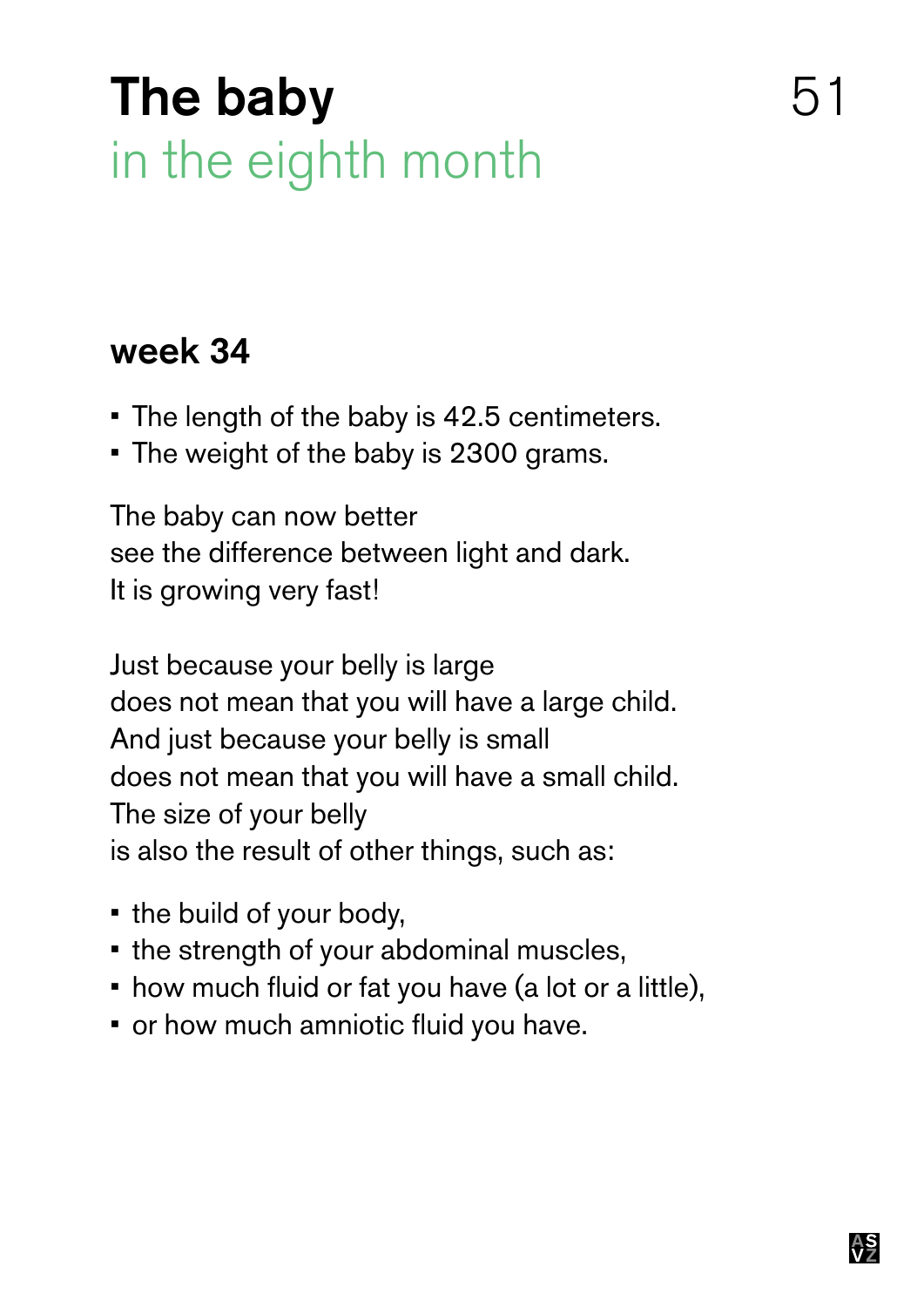# The baby

## in the eighth month

### week 34

- The length of the baby is 42.5 centimeters.
- The weight of the baby is 2300 grams.

The baby can now better
see the difference between light and dark.
It is growing very fast!

Just because your belly is large
does not mean that you will have a large child.
And just because your belly is small
does not mean that you will have a small child.
The size of your belly
is also the result of other things, such as:

- the build of your body,
- the strength of your abdominal muscles,
- how much fluid or fat you have (a lot or a little),
- or how much amniotic fluid you have.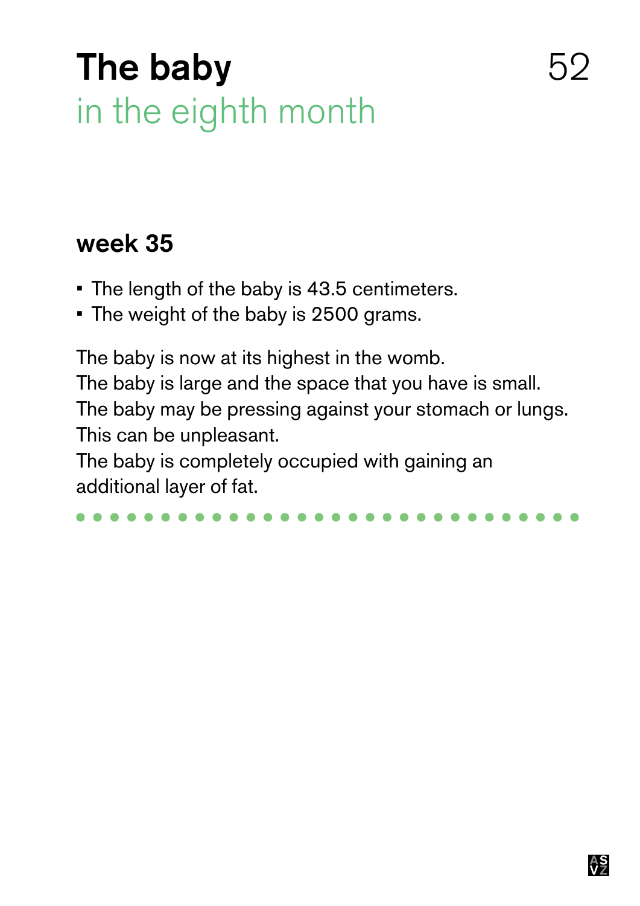# The baby
## in the eighth month

### week 35

- The length of the baby is 43.5 centimeters.
- The weight of the baby is 2500 grams.

The baby is now at its highest in the womb.
The baby is large and the space that you have is small.
The baby may be pressing against your stomach or lungs.
This can be unpleasant.
The baby is completely occupied with gaining an additional layer of fat.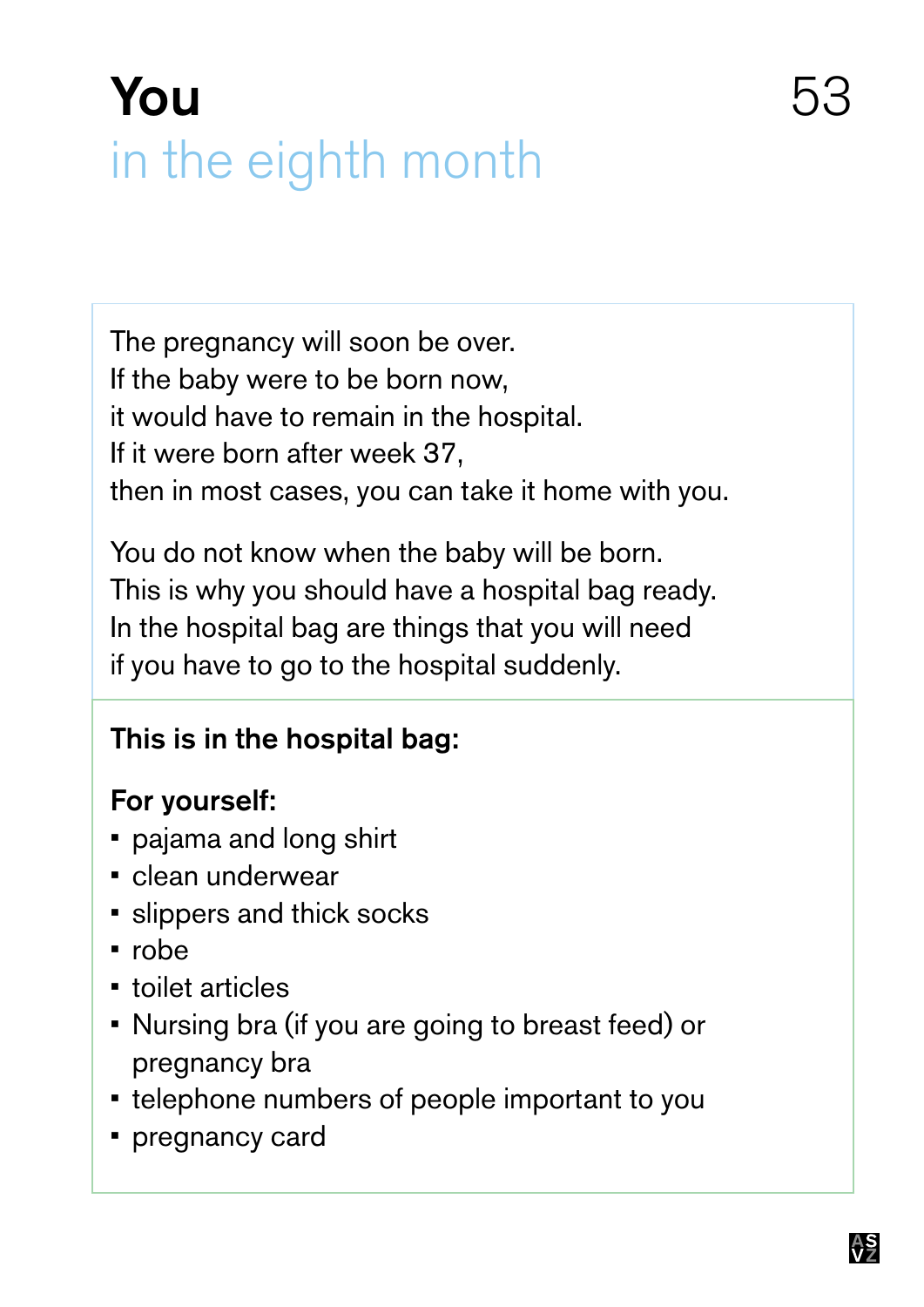# You
## in the eighth month

The pregnancy will soon be over.
If the baby were to be born now,
it would have to remain in the hospital.
If it were born after week 37,
then in most cases, you can take it home with you.

You do not know when the baby will be born.
This is why you should have a hospital bag ready.
In the hospital bag are things that you will need
if you have to go to the hospital suddenly.

**This is in the hospital bag:**

**For yourself:**

- pajama and long shirt
- clean underwear
- slippers and thick socks
- robe
- toilet articles
- Nursing bra (if you are going to breast feed) or pregnancy bra
- telephone numbers of people important to you
- pregnancy card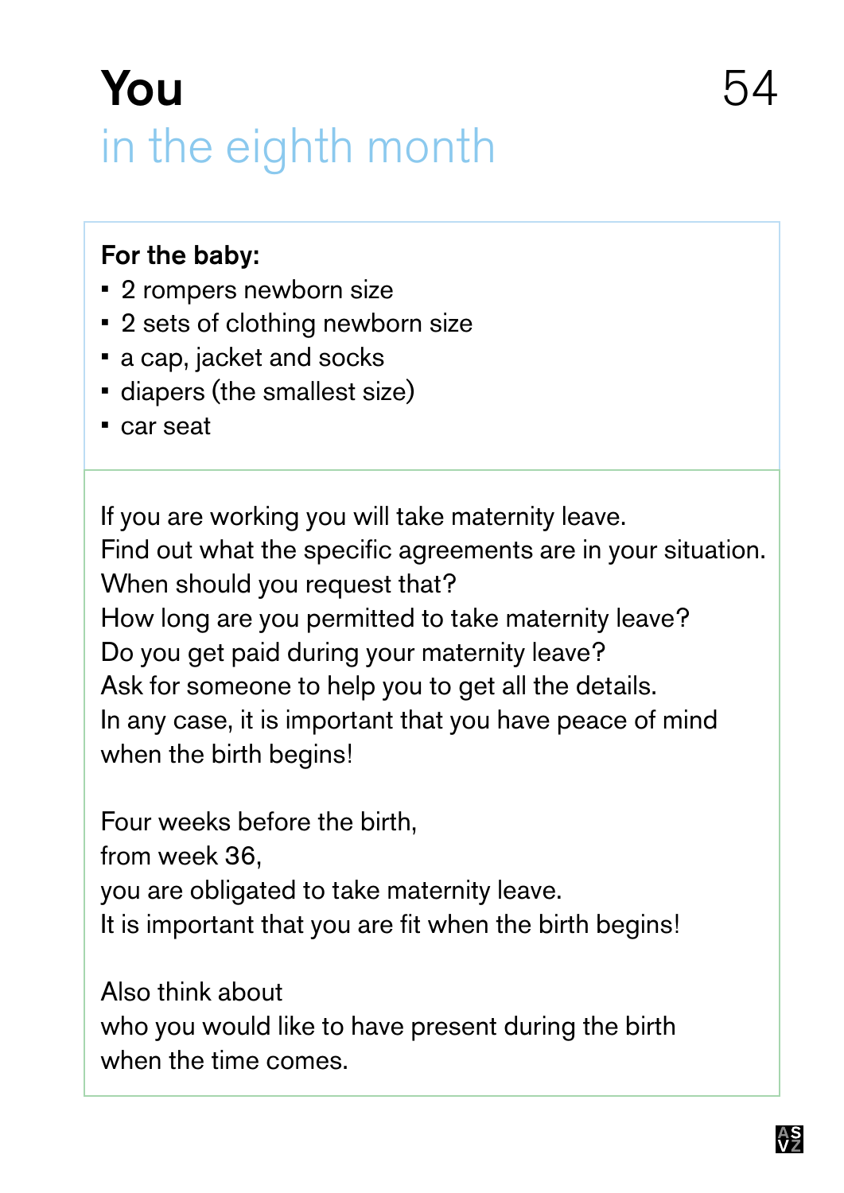# You
## in the eighth month

**For the baby:**

- 2 rompers newborn size
- 2 sets of clothing newborn size
- a cap, jacket and socks
- diapers (the smallest size)
- car seat

If you are working you will take maternity leave.
Find out what the specific agreements are in your situation.
When should you request that?
How long are you permitted to take maternity leave?
Do you get paid during your maternity leave?
Ask for someone to help you to get all the details.
In any case, it is important that you have peace of mind
when the birth begins!

Four weeks before the birth,
from week 36,
you are obligated to take maternity leave.
It is important that you are fit when the birth begins!

Also think about
who you would like to have present during the birth
when the time comes.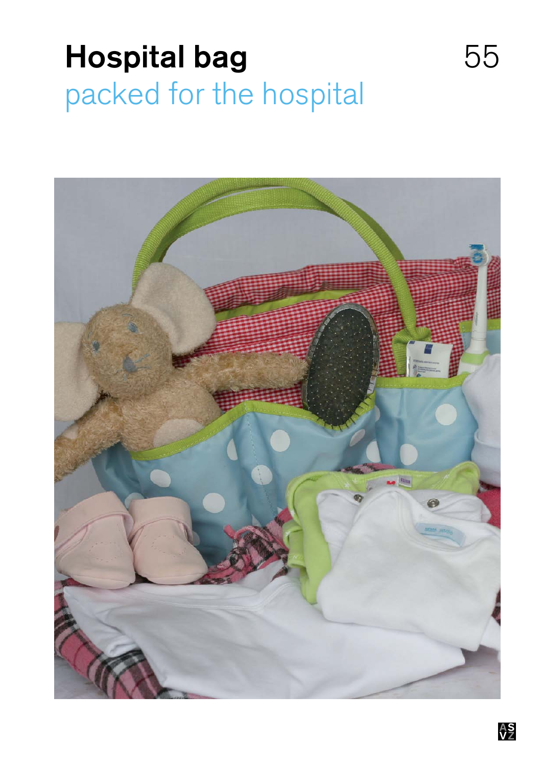# Hospital bag

## packed for the hospital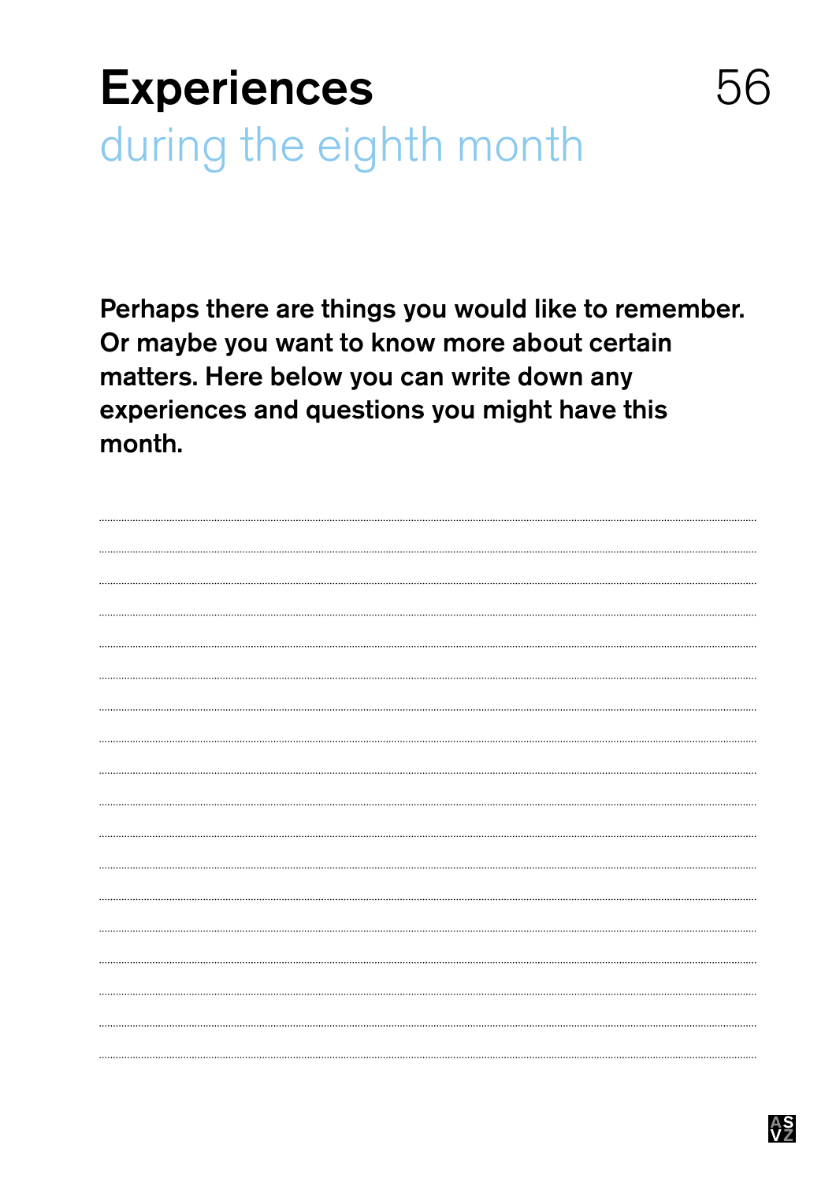# Experiences

## during the eighth month

**Perhaps there are things you would like to remember. Or maybe you want to know more about certain matters. Here below you can write down any experiences and questions you might have this month.**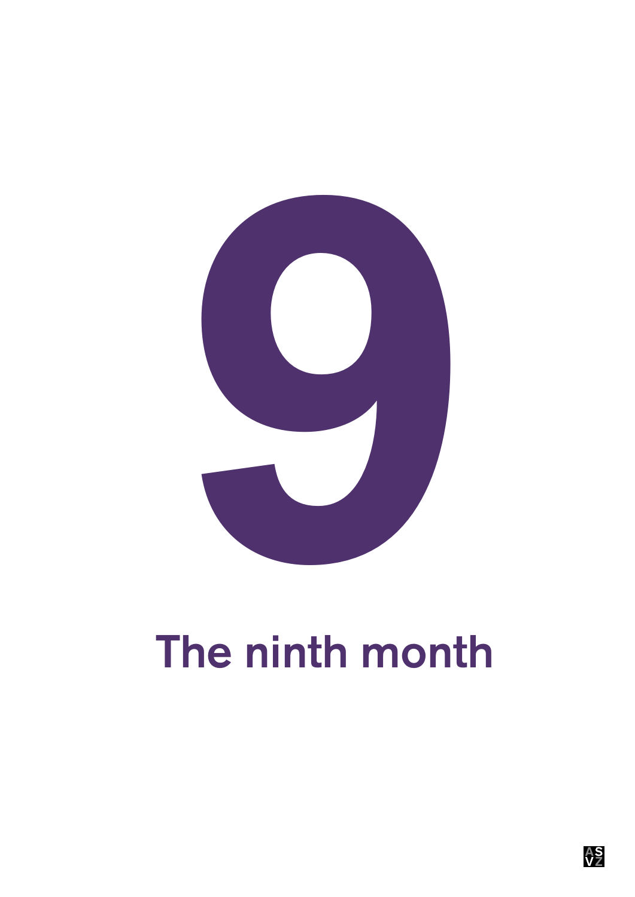# 9

## The ninth month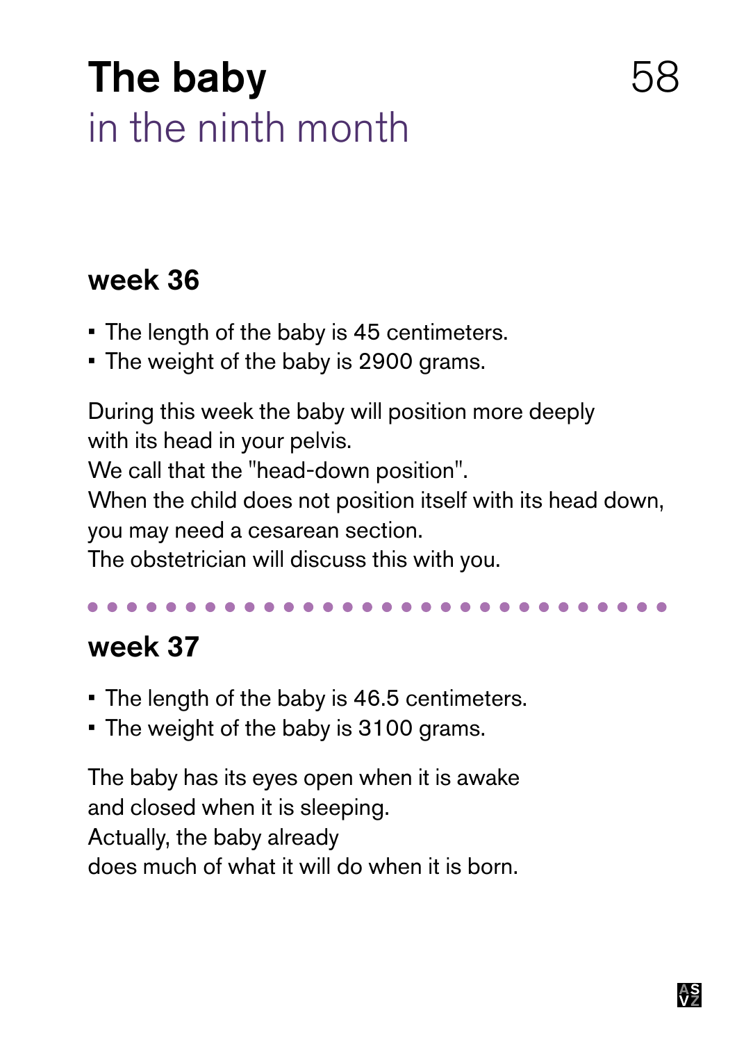# The baby

## in the ninth month

### week 36

- The length of the baby is 45 centimeters.
- The weight of the baby is 2900 grams.

During this week the baby will position more deeply
with its head in your pelvis.
We call that the "head-down position".
When the child does not position itself with its head down,
you may need a cesarean section.
The obstetrician will discuss this with you.

### week 37

- The length of the baby is 46.5 centimeters.
- The weight of the baby is 3100 grams.

The baby has its eyes open when it is awake
and closed when it is sleeping.
Actually, the baby already
does much of what it will do when it is born.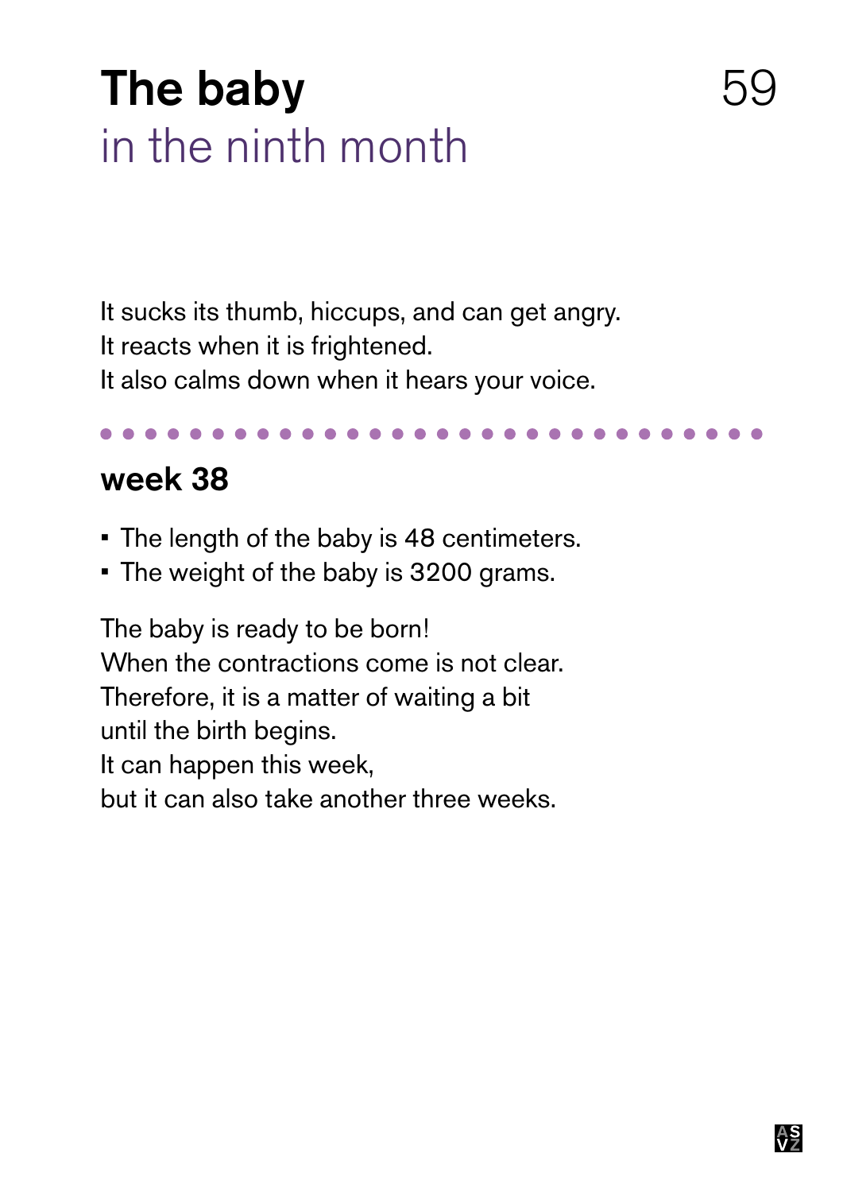# The baby
## in the ninth month

It sucks its thumb, hiccups, and can get angry.
It reacts when it is frightened.
It also calms down when it hears your voice.

### week 38

- The length of the baby is 48 centimeters.
- The weight of the baby is 3200 grams.

The baby is ready to be born!
When the contractions come is not clear.
Therefore, it is a matter of waiting a bit
until the birth begins.
It can happen this week,
but it can also take another three weeks.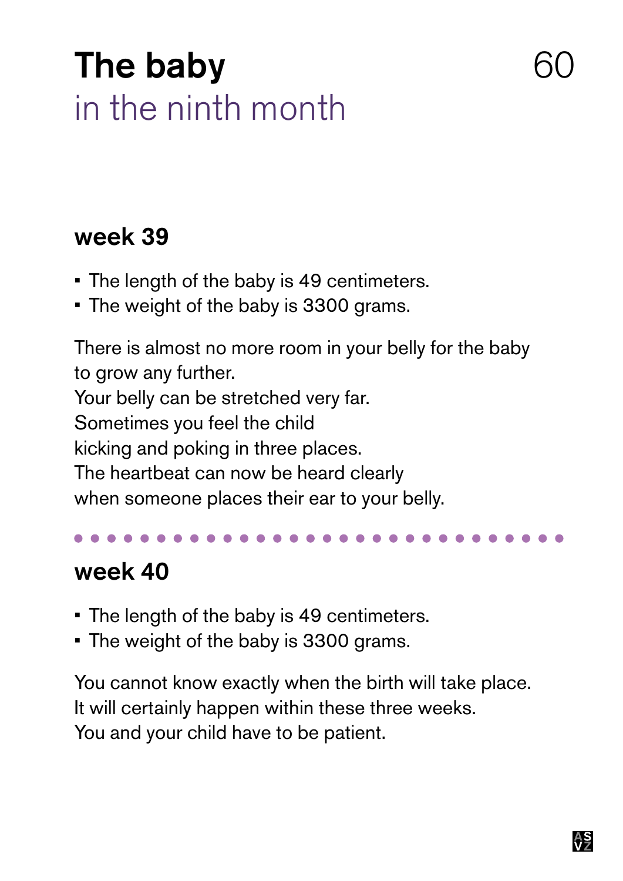# The baby
## in the ninth month

### week 39

- The length of the baby is 49 centimeters.
- The weight of the baby is 3300 grams.

There is almost no more room in your belly for the baby to grow any further.
Your belly can be stretched very far.
Sometimes you feel the child kicking and poking in three places.
The heartbeat can now be heard clearly when someone places their ear to your belly.

---

### week 40

- The length of the baby is 49 centimeters.
- The weight of the baby is 3300 grams.

You cannot know exactly when the birth will take place.
It will certainly happen within these three weeks.
You and your child have to be patient.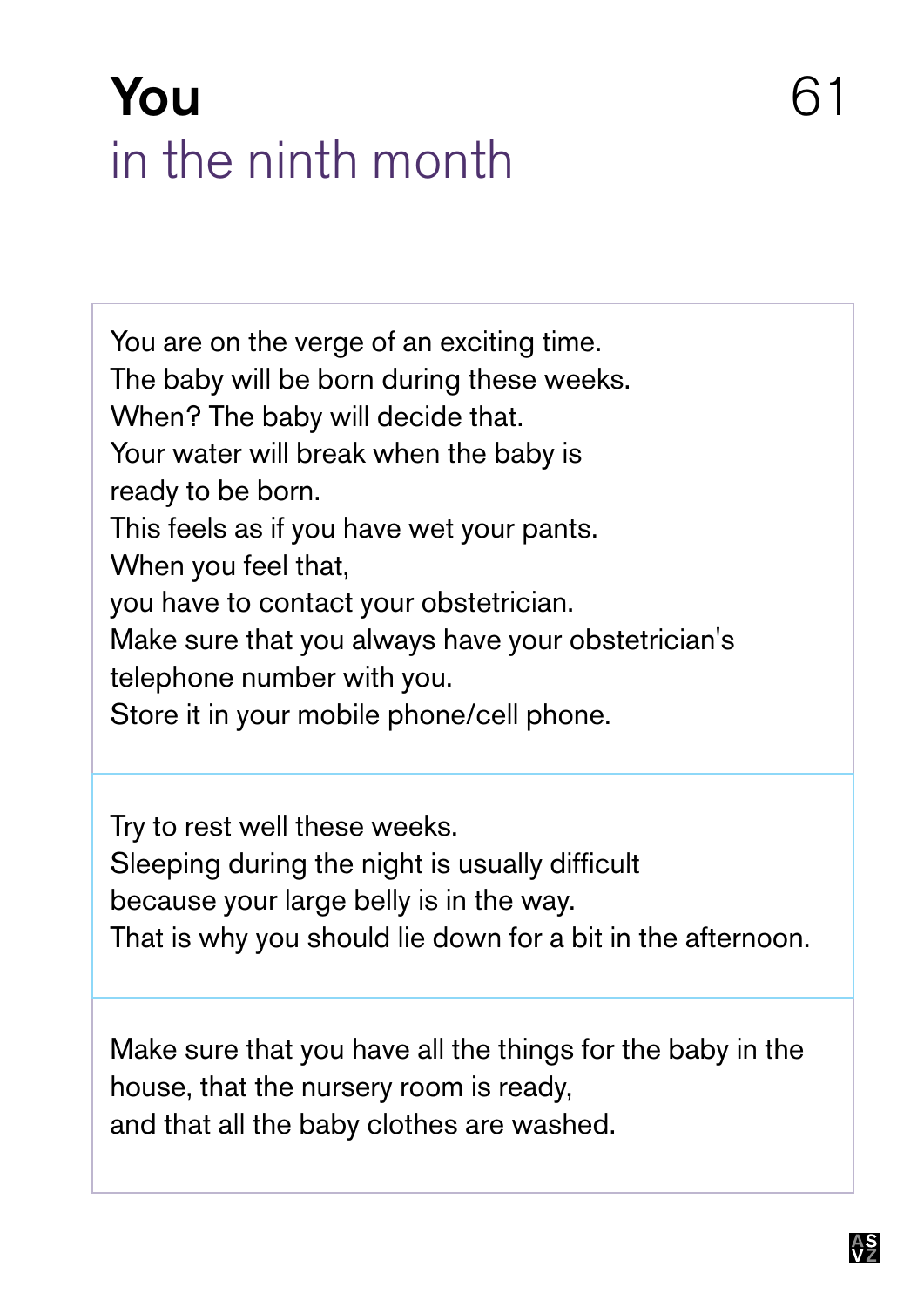# You
## in the ninth month

You are on the verge of an exciting time.
The baby will be born during these weeks.
When? The baby will decide that.
Your water will break when the baby is
ready to be born.
This feels as if you have wet your pants.
When you feel that,
you have to contact your obstetrician.
Make sure that you always have your obstetrician's
telephone number with you.
Store it in your mobile phone/cell phone.

Try to rest well these weeks.
Sleeping during the night is usually difficult
because your large belly is in the way.
That is why you should lie down for a bit in the afternoon.

Make sure that you have all the things for the baby in the
house, that the nursery room is ready,
and that all the baby clothes are washed.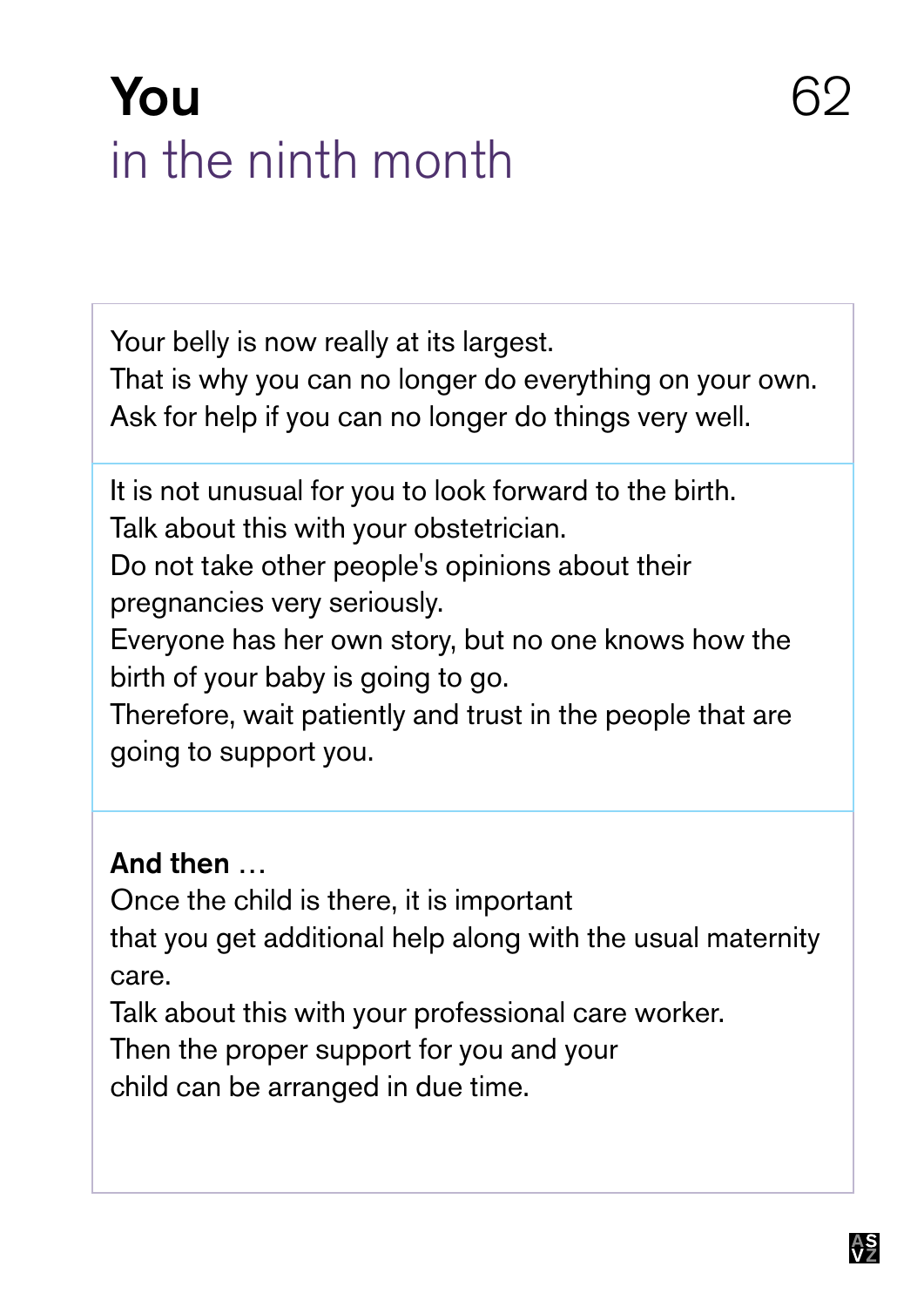# You
## in the ninth month

Your belly is now really at its largest.
That is why you can no longer do everything on your own.
Ask for help if you can no longer do things very well.

It is not unusual for you to look forward to the birth.
Talk about this with your obstetrician.
Do not take other people's opinions about their pregnancies very seriously.
Everyone has her own story, but no one knows how the birth of your baby is going to go.
Therefore, wait patiently and trust in the people that are going to support you.

**And then …**
Once the child is there, it is important that you get additional help along with the usual maternity care.
Talk about this with your professional care worker.
Then the proper support for you and your child can be arranged in due time.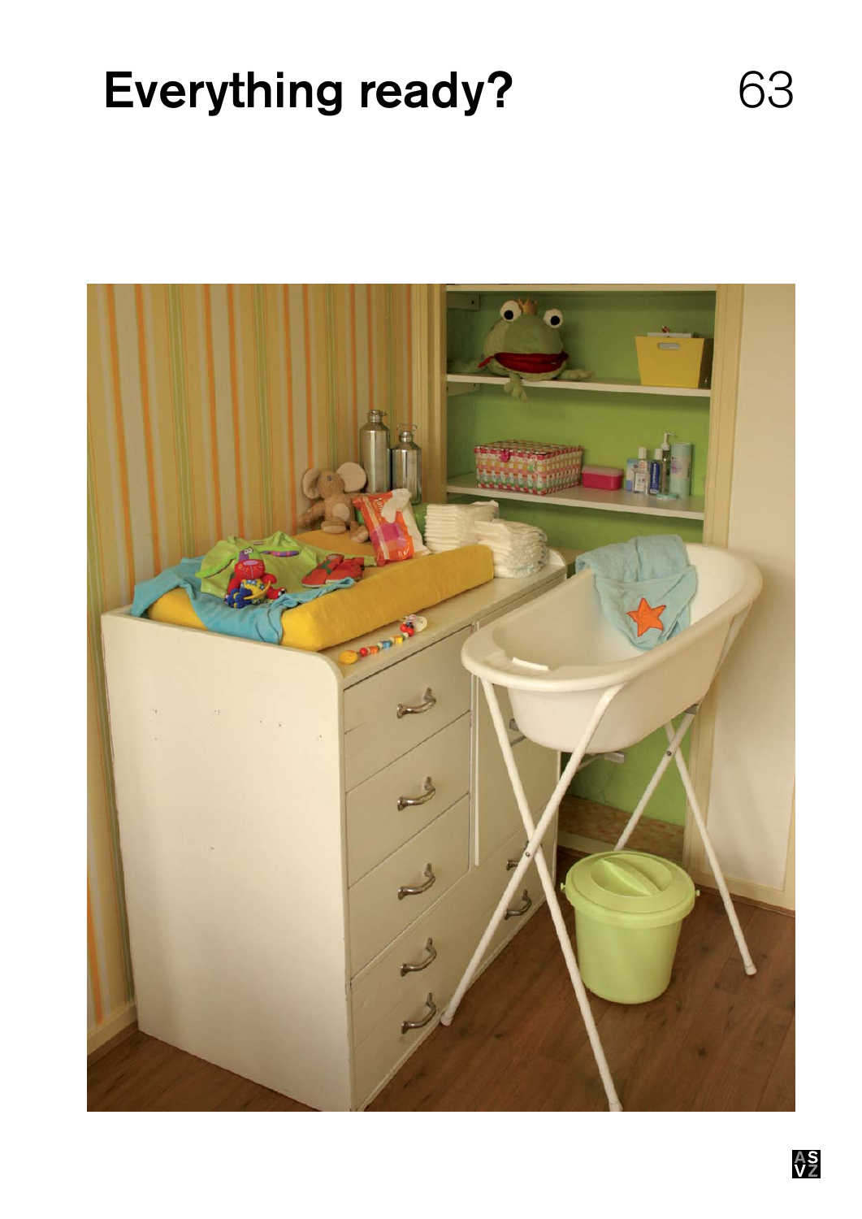# Everything ready?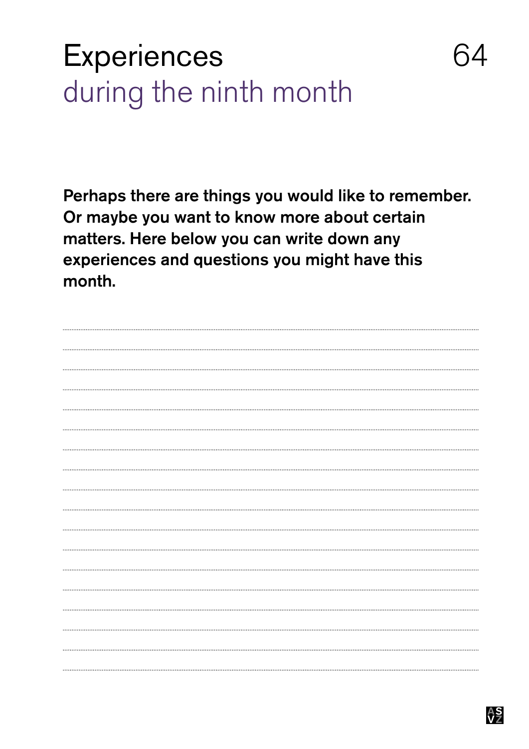# Experiences
## during the ninth month

**Perhaps there are things you would like to remember. Or maybe you want to know more about certain matters. Here below you can write down any experiences and questions you might have this month.**